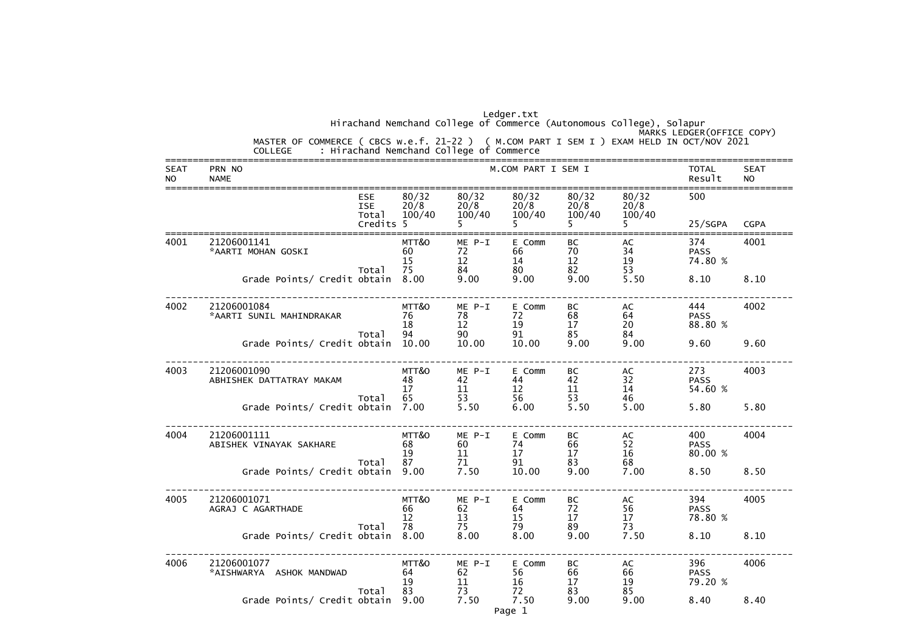Ledger.txt

# Hirachand Nemchand College of Commerce (Autonomous College), Solapur

MARKS LEDGER(OFFICE COPY)

MASTER OF COMMERCE ( CBCS w.e.f. 21-22 ) ( M.COM PART I SEM I ) EXAM HELD IN OCT/NOV 2021

COLLEGE : Hirachand Nemchand College of Commerce

| SEAT NO | PRN NO / NAME | | M.COM PART I SEM I | | | | | TOTAL Result | SEAT NO |
|---|---|---|---|---|---|---|---|---|---|
| | | ESE | 80/32 | 80/32 | 80/32 | 80/32 | 80/32 | 500 | |
| | | ISE | 20/8 | 20/8 | 20/8 | 20/8 | 20/8 | | |
| | | Total | 100/40 | 100/40 | 100/40 | 100/40 | 100/40 | | |
| | | Credits | 5 | 5 | 5 | 5 | 5 | 25/SGPA | CGPA |
| 4001 | 21206001141 | | MTT&O | ME P-I | E Comm | BC | AC | 374 | 4001 |
| | *AARTI MOHAN GOSKI | | 60 | 72 | 66 | 70 | 34 | PASS | |
| | | | 15 | 12 | 14 | 12 | 19 | 74.80 % | |
| | | Total | 75 | 84 | 80 | 82 | 53 | | |
| | Grade Points/ Credit obtain | | 8.00 | 9.00 | 9.00 | 9.00 | 5.50 | 8.10 | 8.10 |
| 4002 | 21206001084 | | MTT&O | ME P-I | E Comm | BC | AC | 444 | 4002 |
| | *AARTI SUNIL MAHINDRAKAR | | 76 | 78 | 72 | 68 | 64 | PASS | |
| | | | 18 | 12 | 19 | 17 | 20 | 88.80 % | |
| | | Total | 94 | 90 | 91 | 85 | 84 | | |
| | Grade Points/ Credit obtain | | 10.00 | 10.00 | 10.00 | 9.00 | 9.00 | 9.60 | 9.60 |
| 4003 | 21206001090 | | MTT&O | ME P-I | E Comm | BC | AC | 273 | 4003 |
| | ABHISHEK DATTATRAY MAKAM | | 48 | 42 | 44 | 42 | 32 | PASS | |
| | | | 17 | 11 | 12 | 11 | 14 | 54.60 % | |
| | | Total | 65 | 53 | 56 | 53 | 46 | | |
| | Grade Points/ Credit obtain | | 7.00 | 5.50 | 6.00 | 5.50 | 5.00 | 5.80 | 5.80 |
| 4004 | 21206001111 | | MTT&O | ME P-I | E Comm | BC | AC | 400 | 4004 |
| | ABISHEK VINAYAK SAKHARE | | 68 | 60 | 74 | 66 | 52 | PASS | |
| | | | 19 | 11 | 17 | 17 | 16 | 80.00 % | |
| | | Total | 87 | 71 | 91 | 83 | 68 | | |
| | Grade Points/ Credit obtain | | 9.00 | 7.50 | 10.00 | 9.00 | 7.00 | 8.50 | 8.50 |
| 4005 | 21206001071 | | MTT&O | ME P-I | E Comm | BC | AC | 394 | 4005 |
| | AGRAJ C AGARTHADE | | 66 | 62 | 64 | 72 | 56 | PASS | |
| | | | 12 | 13 | 15 | 17 | 17 | 78.80 % | |
| | | Total | 78 | 75 | 79 | 89 | 73 | | |
| | Grade Points/ Credit obtain | | 8.00 | 8.00 | 8.00 | 9.00 | 7.50 | 8.10 | 8.10 |
| 4006 | 21206001077 | | MTT&O | ME P-I | E Comm | BC | AC | 396 | 4006 |
| | *AISHWARYA ASHOK MANDWAD | | 64 | 62 | 56 | 66 | 66 | PASS | |
| | | | 19 | 11 | 16 | 17 | 19 | 79.20 % | |
| | | Total | 83 | 73 | 72 | 83 | 85 | | |
| | Grade Points/ Credit obtain | | 9.00 | 7.50 | 7.50 | 9.00 | 9.00 | 8.40 | 8.40 |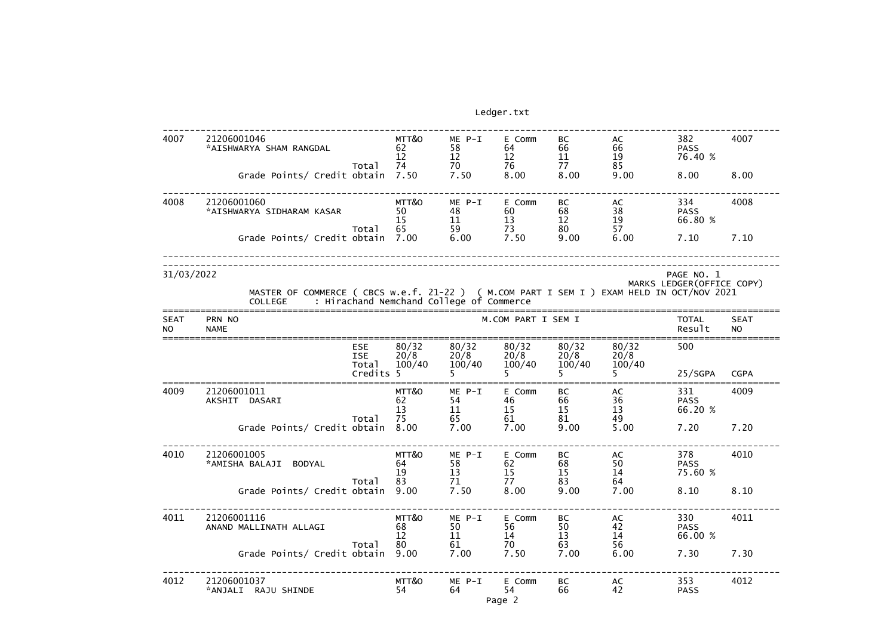| SEAT NO | PRN NO / NAME | | MTT&O | ME P-I | E Comm | BC | AC | TOTAL / Result | SEAT NO |
|---|---|---|---|---|---|---|---|---|---|
| 4007 | 21206001046 *AISHWARYA SHAM RANGDAL | | 62 | 58 | 64 | 66 | 66 | 382 PASS 76.40 % | 4007 |
| | | | 12 | 12 | 12 | 11 | 19 | | |
| | | Total | 74 | 70 | 76 | 77 | 85 | | |
| | Grade Points/ Credit obtain | | 7.50 | 7.50 | 8.00 | 8.00 | 9.00 | 8.00 | 8.00 |
| 4008 | 21206001060 *AISHWARYA SIDHARAM KASAR | | 50 | 48 | 60 | 68 | 38 | 334 PASS 66.80 % | 4008 |
| | | | 15 | 11 | 13 | 12 | 19 | | |
| | | Total | 65 | 59 | 73 | 80 | 57 | | |
| | Grade Points/ Credit obtain | | 7.00 | 6.00 | 7.50 | 9.00 | 6.00 | 7.10 | 7.10 |

31/03/2022

PAGE NO. 1
MARKS LEDGER(OFFICE COPY)

MASTER OF COMMERCE ( CBCS w.e.f. 21-22 ) ( M.COM PART I SEM I ) EXAM HELD IN OCT/NOV 2021
COLLEGE : Hirachand Nemchand College of Commerce

| SEAT NO | PRN NO / NAME | | M.COM PART I SEM I | | | | | TOTAL / Result | SEAT NO |
|---|---|---|---|---|---|---|---|---|---|
| | | ESE | 80/32 | 80/32 | 80/32 | 80/32 | 80/32 | 500 | |
| | | ISE | 20/8 | 20/8 | 20/8 | 20/8 | 20/8 | | |
| | | Total | 100/40 | 100/40 | 100/40 | 100/40 | 100/40 | | |
| | | Credits | 5 | 5 | 5 | 5 | 5 | 25/SGPA | CGPA |
| | | | MTT&O | ME P-I | E Comm | BC | AC | | |
| 4009 | 21206001011 AKSHIT DASARI | | 62 | 54 | 46 | 66 | 36 | 331 PASS 66.20 % | 4009 |
| | | | 13 | 11 | 15 | 15 | 13 | | |
| | | Total | 75 | 65 | 61 | 81 | 49 | | |
| | Grade Points/ Credit obtain | | 8.00 | 7.00 | 7.00 | 9.00 | 5.00 | 7.20 | 7.20 |
| 4010 | 21206001005 *AMISHA BALAJI BODYAL | | 64 | 58 | 62 | 68 | 50 | 378 PASS 75.60 % | 4010 |
| | | | 19 | 13 | 15 | 15 | 14 | | |
| | | Total | 83 | 71 | 77 | 83 | 64 | | |
| | Grade Points/ Credit obtain | | 9.00 | 7.50 | 8.00 | 9.00 | 7.00 | 8.10 | 8.10 |
| 4011 | 21206001116 ANAND MALLINATH ALLAGI | | 68 | 50 | 56 | 50 | 42 | 330 PASS 66.00 % | 4011 |
| | | | 12 | 11 | 14 | 13 | 14 | | |
| | | Total | 80 | 61 | 70 | 63 | 56 | | |
| | Grade Points/ Credit obtain | | 9.00 | 7.00 | 7.50 | 7.00 | 6.00 | 7.30 | 7.30 |
| 4012 | 21206001037 *ANJALI RAJU SHINDE | | 54 | 64 | 54 | 66 | 42 | 353 PASS | 4012 |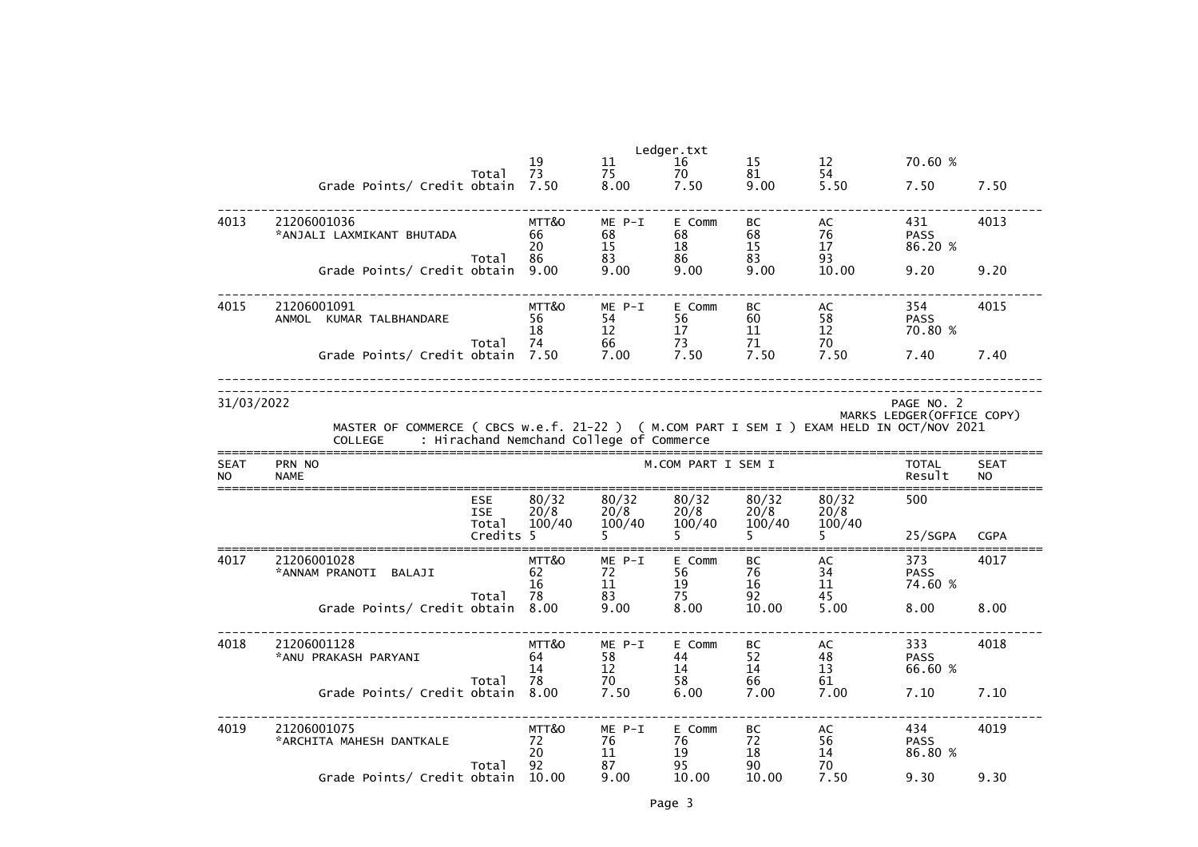| | | | | | | | | | |
|---|---|---|---|---|---|---|---|---|---|
| | | | 19 | 11 | 16 | 15 | 12 | 70.60 % | |
| | | Total | 73 | 75 | 70 | 81 | 54 | | |
| | Grade Points/ Credit obtain | | 7.50 | 8.00 | 7.50 | 9.00 | 5.50 | 7.50 | 7.50 |
| 4013 | 21206001036 | | MTT&O | ME P-I | E Comm | BC | AC | 431 | 4013 |
| | *ANJALI LAXMIKANT BHUTADA | | 66 | 68 | 68 | 68 | 76 | PASS | |
| | | | 20 | 15 | 18 | 15 | 17 | 86.20 % | |
| | | Total | 86 | 83 | 86 | 83 | 93 | | |
| | Grade Points/ Credit obtain | | 9.00 | 9.00 | 9.00 | 9.00 | 10.00 | 9.20 | 9.20 |
| 4015 | 21206001091 | | MTT&O | ME P-I | E Comm | BC | AC | 354 | 4015 |
| | ANMOL KUMAR TALBHANDARE | | 56 | 54 | 56 | 60 | 58 | PASS | |
| | | | 18 | 12 | 17 | 11 | 12 | 70.80 % | |
| | | Total | 74 | 66 | 73 | 71 | 70 | | |
| | Grade Points/ Credit obtain | | 7.50 | 7.00 | 7.50 | 7.50 | 7.50 | 7.40 | 7.40 |

31/03/2022

PAGE NO. 2

MARKS LEDGER(OFFICE COPY)

MASTER OF COMMERCE ( CBCS w.e.f. 21-22 ) ( M.COM PART I SEM I ) EXAM HELD IN OCT/NOV 2021

COLLEGE : Hirachand Nemchand College of Commerce

| SEAT NO | PRN NO / NAME | | M.COM PART I SEM I | | | | | TOTAL Result | SEAT NO |
|---|---|---|---|---|---|---|---|---|---|
| | | ESE | 80/32 | 80/32 | 80/32 | 80/32 | 80/32 | 500 | |
| | | ISE | 20/8 | 20/8 | 20/8 | 20/8 | 20/8 | | |
| | | Total | 100/40 | 100/40 | 100/40 | 100/40 | 100/40 | | |
| | | Credits | 5 | 5 | 5 | 5 | 5 | 25/SGPA | CGPA |
| 4017 | 21206001028 | | MTT&O | ME P-I | E Comm | BC | AC | 373 | 4017 |
| | *ANNAM PRANOTI BALAJI | | 62 | 72 | 56 | 76 | 34 | PASS | |
| | | | 16 | 11 | 19 | 16 | 11 | 74.60 % | |
| | | Total | 78 | 83 | 75 | 92 | 45 | | |
| | Grade Points/ Credit obtain | | 8.00 | 9.00 | 8.00 | 10.00 | 5.00 | 8.00 | 8.00 |
| 4018 | 21206001128 | | MTT&O | ME P-I | E Comm | BC | AC | 333 | 4018 |
| | *ANU PRAKASH PARYANI | | 64 | 58 | 44 | 52 | 48 | PASS | |
| | | | 14 | 12 | 14 | 14 | 13 | 66.60 % | |
| | | Total | 78 | 70 | 58 | 66 | 61 | | |
| | Grade Points/ Credit obtain | | 8.00 | 7.50 | 6.00 | 7.00 | 7.00 | 7.10 | 7.10 |
| 4019 | 21206001075 | | MTT&O | ME P-I | E Comm | BC | AC | 434 | 4019 |
| | *ARCHITA MAHESH DANTKALE | | 72 | 76 | 76 | 72 | 56 | PASS | |
| | | | 20 | 11 | 19 | 18 | 14 | 86.80 % | |
| | | Total | 92 | 87 | 95 | 90 | 70 | | |
| | Grade Points/ Credit obtain | | 10.00 | 9.00 | 10.00 | 10.00 | 7.50 | 9.30 | 9.30 |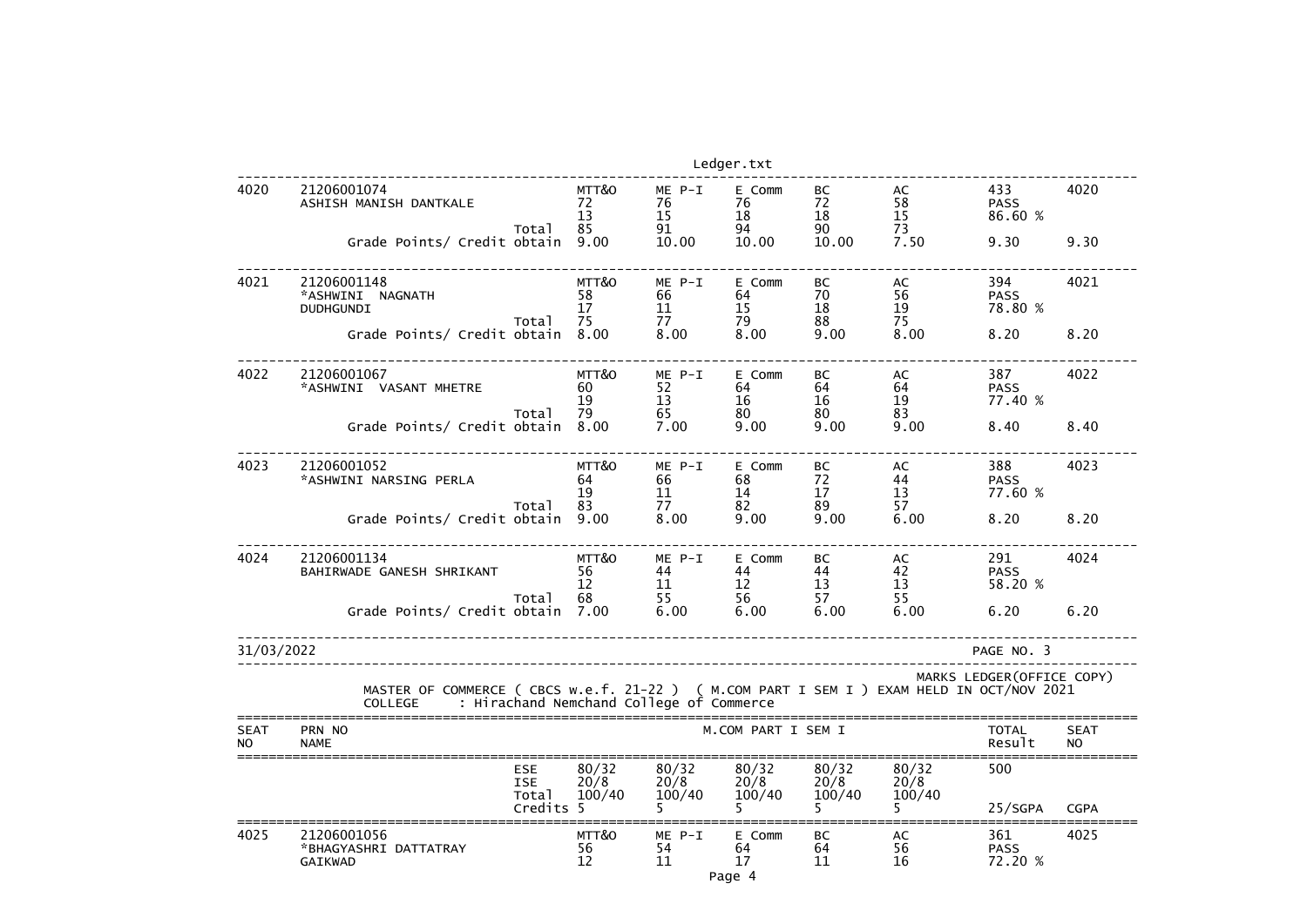| SEAT NO | PRN NO / NAME | | MTT&O | ME P-I | E Comm | BC | AC | TOTAL / Result | SEAT NO |
|---|---|---|---|---|---|---|---|---|---|
| 4020 | 21206001074 | | MTT&O | ME P-I | E Comm | BC | AC | 433 | 4020 |
| | ASHISH MANISH DANTKALE | | 72 | 76 | 76 | 72 | 58 | PASS | |
| | | | 13 | 15 | 18 | 18 | 15 | 86.60 % | |
| | | Total | 85 | 91 | 94 | 90 | 73 | | |
| | Grade Points/ Credit obtain | | 9.00 | 10.00 | 10.00 | 10.00 | 7.50 | 9.30 | 9.30 |
| 4021 | 21206001148 | | MTT&O | ME P-I | E Comm | BC | AC | 394 | 4021 |
| | *ASHWINI NAGNATH | | 58 | 66 | 64 | 70 | 56 | PASS | |
| | DUDHGUNDI | | 17 | 11 | 15 | 18 | 19 | 78.80 % | |
| | | Total | 75 | 77 | 79 | 88 | 75 | | |
| | Grade Points/ Credit obtain | | 8.00 | 8.00 | 8.00 | 9.00 | 8.00 | 8.20 | 8.20 |
| 4022 | 21206001067 | | MTT&O | ME P-I | E Comm | BC | AC | 387 | 4022 |
| | *ASHWINI VASANT MHETRE | | 60 | 52 | 64 | 64 | 64 | PASS | |
| | | | 19 | 13 | 16 | 16 | 19 | 77.40 % | |
| | | Total | 79 | 65 | 80 | 80 | 83 | | |
| | Grade Points/ Credit obtain | | 8.00 | 7.00 | 9.00 | 9.00 | 9.00 | 8.40 | 8.40 |
| 4023 | 21206001052 | | MTT&O | ME P-I | E Comm | BC | AC | 388 | 4023 |
| | *ASHWINI NARSING PERLA | | 64 | 66 | 68 | 72 | 44 | PASS | |
| | | | 19 | 11 | 14 | 17 | 13 | 77.60 % | |
| | | Total | 83 | 77 | 82 | 89 | 57 | | |
| | Grade Points/ Credit obtain | | 9.00 | 8.00 | 9.00 | 9.00 | 6.00 | 8.20 | 8.20 |
| 4024 | 21206001134 | | MTT&O | ME P-I | E Comm | BC | AC | 291 | 4024 |
| | BAHIRWADE GANESH SHRIKANT | | 56 | 44 | 44 | 44 | 42 | PASS | |
| | | | 12 | 11 | 12 | 13 | 13 | 58.20 % | |
| | | Total | 68 | 55 | 56 | 57 | 55 | | |
| | Grade Points/ Credit obtain | | 7.00 | 6.00 | 6.00 | 6.00 | 6.00 | 6.20 | 6.20 |

31/03/2022 PAGE NO. 3

MARKS LEDGER(OFFICE COPY)

MASTER OF COMMERCE ( CBCS w.e.f. 21-22 ) ( M.COM PART I SEM I ) EXAM HELD IN OCT/NOV 2021

COLLEGE : Hirachand Nemchand College of Commerce

| SEAT NO | PRN NO / NAME | | M.COM PART I SEM I | | | | | TOTAL / Result | SEAT NO |
|---|---|---|---|---|---|---|---|---|---|
| | | ESE | 80/32 | 80/32 | 80/32 | 80/32 | 80/32 | 500 | |
| | | ISE | 20/8 | 20/8 | 20/8 | 20/8 | 20/8 | | |
| | | Total | 100/40 | 100/40 | 100/40 | 100/40 | 100/40 | | |
| | | Credits | 5 | 5 | 5 | 5 | 5 | 25/SGPA | CGPA |
| 4025 | 21206001056 | | MTT&O | ME P-I | E Comm | BC | AC | 361 | 4025 |
| | *BHAGYASHRI DATTATRAY | | 56 | 54 | 64 | 64 | 56 | PASS | |
| | GAIKWAD | | 12 | 11 | 17 | 11 | 16 | 72.20 % | |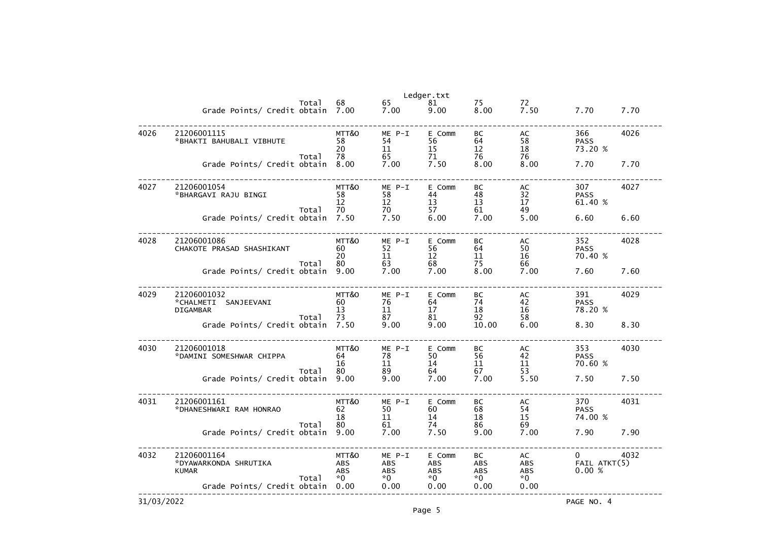| | | | MTT&O | ME P-I | E Comm | BC | AC | | |
|---|---|---|---|---|---|---|---|---|---|
| | | Total | 68 | 65 | 81 | 75 | 72 | | |
| | Grade Points/ Credit obtain | | 7.00 | 7.00 | 9.00 | 8.00 | 7.50 | 7.70 | 7.70 |
| 4026 | 21206001115 *BHAKTI BAHUBALI VIBHUTE | | MTT&O | ME P-I | E Comm | BC | AC | 366 | 4026 |
| | | | 58 | 54 | 56 | 64 | 58 | PASS | |
| | | | 20 | 11 | 15 | 12 | 18 | 73.20 % | |
| | | Total | 78 | 65 | 71 | 76 | 76 | | |
| | Grade Points/ Credit obtain | | 8.00 | 7.00 | 7.50 | 8.00 | 8.00 | 7.70 | 7.70 |
| 4027 | 21206001054 *BHARGAVI RAJU BINGI | | MTT&O | ME P-I | E Comm | BC | AC | 307 | 4027 |
| | | | 58 | 58 | 44 | 48 | 32 | PASS | |
| | | | 12 | 12 | 13 | 13 | 17 | 61.40 % | |
| | | Total | 70 | 70 | 57 | 61 | 49 | | |
| | Grade Points/ Credit obtain | | 7.50 | 7.50 | 6.00 | 7.00 | 5.00 | 6.60 | 6.60 |
| 4028 | 21206001086 CHAKOTE PRASAD SHASHIKANT | | MTT&O | ME P-I | E Comm | BC | AC | 352 | 4028 |
| | | | 60 | 52 | 56 | 64 | 50 | PASS | |
| | | | 20 | 11 | 12 | 11 | 16 | 70.40 % | |
| | | Total | 80 | 63 | 68 | 75 | 66 | | |
| | Grade Points/ Credit obtain | | 9.00 | 7.00 | 7.00 | 8.00 | 7.00 | 7.60 | 7.60 |
| 4029 | 21206001032 *CHALMETI SANJEEVANI DIGAMBAR | | MTT&O | ME P-I | E Comm | BC | AC | 391 | 4029 |
| | | | 60 | 76 | 64 | 74 | 42 | PASS | |
| | | | 13 | 11 | 17 | 18 | 16 | 78.20 % | |
| | | Total | 73 | 87 | 81 | 92 | 58 | | |
| | Grade Points/ Credit obtain | | 7.50 | 9.00 | 9.00 | 10.00 | 6.00 | 8.30 | 8.30 |
| 4030 | 21206001018 *DAMINI SOMESHWAR CHIPPA | | MTT&O | ME P-I | E Comm | BC | AC | 353 | 4030 |
| | | | 64 | 78 | 50 | 56 | 42 | PASS | |
| | | | 16 | 11 | 14 | 11 | 11 | 70.60 % | |
| | | Total | 80 | 89 | 64 | 67 | 53 | | |
| | Grade Points/ Credit obtain | | 9.00 | 9.00 | 7.00 | 7.00 | 5.50 | 7.50 | 7.50 |
| 4031 | 21206001161 *DHANESHWARI RAM HONRAO | | MTT&O | ME P-I | E Comm | BC | AC | 370 | 4031 |
| | | | 62 | 50 | 60 | 68 | 54 | PASS | |
| | | | 18 | 11 | 14 | 18 | 15 | 74.00 % | |
| | | Total | 80 | 61 | 74 | 86 | 69 | | |
| | Grade Points/ Credit obtain | | 9.00 | 7.00 | 7.50 | 9.00 | 7.00 | 7.90 | 7.90 |
| 4032 | 21206001164 *DYAWARKONDA SHRUTIKA KUMAR | | MTT&O | ME P-I | E Comm | BC | AC | 0 | 4032 |
| | | | ABS | ABS | ABS | ABS | ABS | FAIL ATKT(5) | |
| | | | ABS | ABS | ABS | ABS | ABS | 0.00 % | |
| | | Total | *0 | *0 | *0 | *0 | *0 | | |
| | Grade Points/ Credit obtain | | 0.00 | 0.00 | 0.00 | 0.00 | 0.00 | | |

31/03/2022 PAGE NO. 4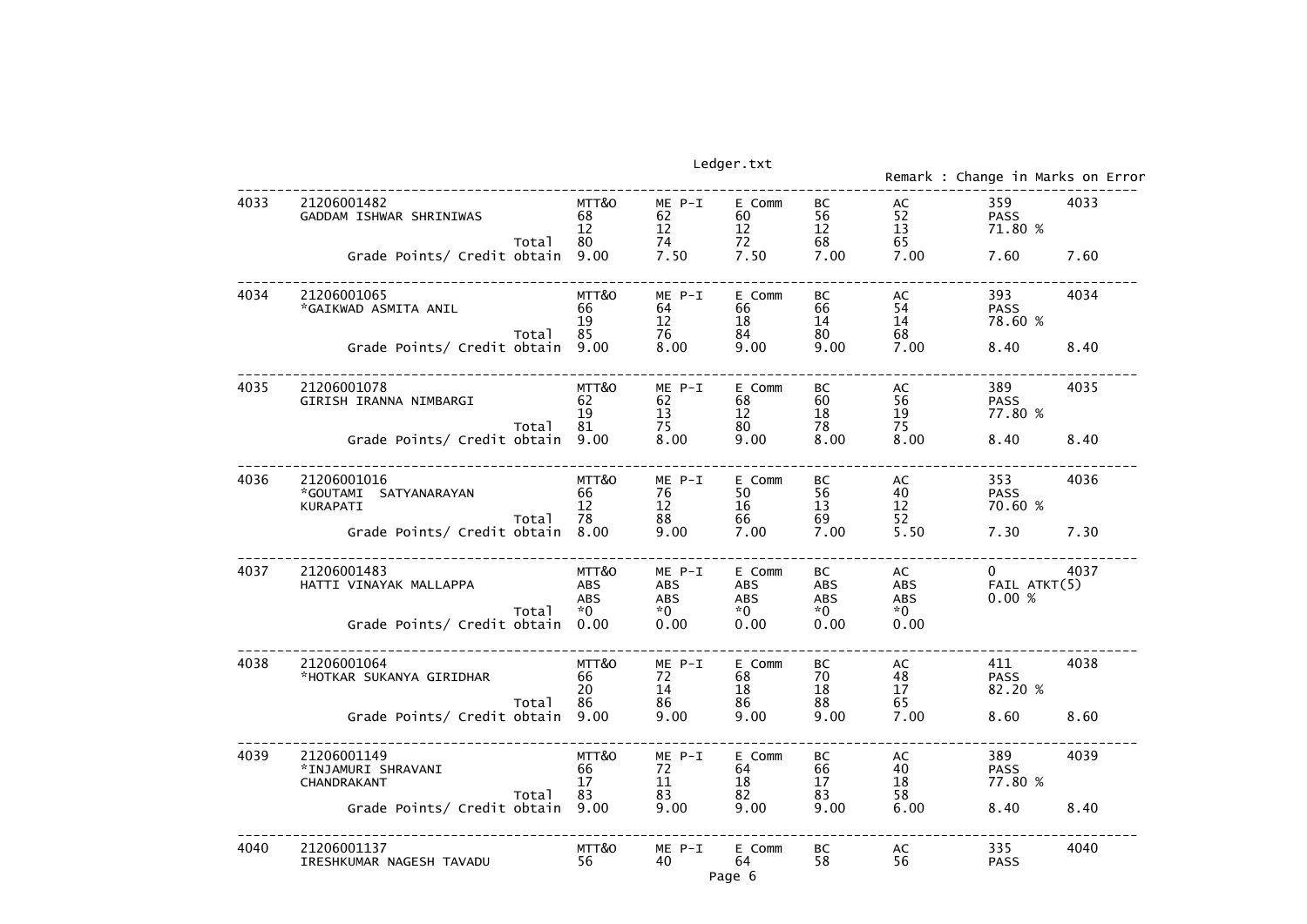Ledger.txt

Remark : Change in Marks on Error

| Sr | Seat No / Name | | MTT&O | ME P-I | E Comm | BC | AC | Total | |
|---|---|---|---|---|---|---|---|---|---|
| 4033 | 21206001482 | | MTT&O | ME P-I | E Comm | BC | AC | 359 | 4033 |
| | GADDAM ISHWAR SHRINIWAS | | 68 | 62 | 60 | 56 | 52 | PASS | |
| | | | 12 | 12 | 12 | 12 | 13 | 71.80 % | |
| | | Total | 80 | 74 | 72 | 68 | 65 | | |
| | Grade Points/ Credit obtain | | 9.00 | 7.50 | 7.50 | 7.00 | 7.00 | 7.60 | 7.60 |
| 4034 | 21206001065 | | MTT&O | ME P-I | E Comm | BC | AC | 393 | 4034 |
| | *GAIKWAD ASMITA ANIL | | 66 | 64 | 66 | 66 | 54 | PASS | |
| | | | 19 | 12 | 18 | 14 | 14 | 78.60 % | |
| | | Total | 85 | 76 | 84 | 80 | 68 | | |
| | Grade Points/ Credit obtain | | 9.00 | 8.00 | 9.00 | 9.00 | 7.00 | 8.40 | 8.40 |
| 4035 | 21206001078 | | MTT&O | ME P-I | E Comm | BC | AC | 389 | 4035 |
| | GIRISH IRANNA NIMBARGI | | 62 | 62 | 68 | 60 | 56 | PASS | |
| | | | 19 | 13 | 12 | 18 | 19 | 77.80 % | |
| | | Total | 81 | 75 | 80 | 78 | 75 | | |
| | Grade Points/ Credit obtain | | 9.00 | 8.00 | 9.00 | 8.00 | 8.00 | 8.40 | 8.40 |
| 4036 | 21206001016 | | MTT&O | ME P-I | E Comm | BC | AC | 353 | 4036 |
| | *GOUTAMI SATYANARAYAN | | 66 | 76 | 50 | 56 | 40 | PASS | |
| | KURAPATI | | 12 | 12 | 16 | 13 | 12 | 70.60 % | |
| | | Total | 78 | 88 | 66 | 69 | 52 | | |
| | Grade Points/ Credit obtain | | 8.00 | 9.00 | 7.00 | 7.00 | 5.50 | 7.30 | 7.30 |
| 4037 | 21206001483 | | MTT&O | ME P-I | E Comm | BC | AC | 0 | 4037 |
| | HATTI VINAYAK MALLAPPA | | ABS | ABS | ABS | ABS | ABS | FAIL ATKT(5) | |
| | | | ABS | ABS | ABS | ABS | ABS | 0.00 % | |
| | | Total | *0 | *0 | *0 | *0 | *0 | | |
| | Grade Points/ Credit obtain | | 0.00 | 0.00 | 0.00 | 0.00 | 0.00 | | |
| 4038 | 21206001064 | | MTT&O | ME P-I | E Comm | BC | AC | 411 | 4038 |
| | *HOTKAR SUKANYA GIRIDHAR | | 66 | 72 | 68 | 70 | 48 | PASS | |
| | | | 20 | 14 | 18 | 18 | 17 | 82.20 % | |
| | | Total | 86 | 86 | 86 | 88 | 65 | | |
| | Grade Points/ Credit obtain | | 9.00 | 9.00 | 9.00 | 9.00 | 7.00 | 8.60 | 8.60 |
| 4039 | 21206001149 | | MTT&O | ME P-I | E Comm | BC | AC | 389 | 4039 |
| | *INJAMURI SHRAVANI | | 66 | 72 | 64 | 66 | 40 | PASS | |
| | CHANDRAKANT | | 17 | 11 | 18 | 17 | 18 | 77.80 % | |
| | | Total | 83 | 83 | 82 | 83 | 58 | | |
| | Grade Points/ Credit obtain | | 9.00 | 9.00 | 9.00 | 9.00 | 6.00 | 8.40 | 8.40 |
| 4040 | 21206001137 | | MTT&O | ME P-I | E Comm | BC | AC | 335 | 4040 |
| | IRESHKUMAR NAGESH TAVADU | | 56 | 40 | 64 | 58 | 56 | PASS | |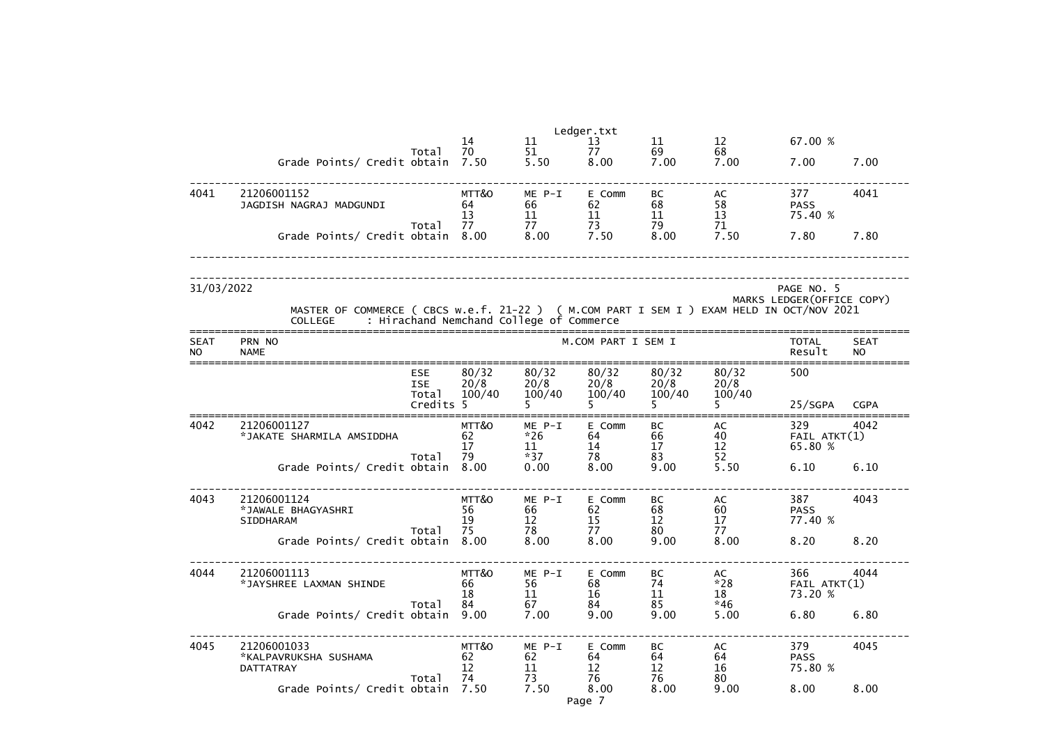| | | | 14 | 11 | 13 | 11 | 12 | 67.00 % | |
|---|---|---|---|---|---|---|---|---|---|
| | | Total | 70 | 51 | 77 | 69 | 68 | | |
| | Grade Points/ Credit obtain | | 7.50 | 5.50 | 8.00 | 7.00 | 7.00 | 7.00 | 7.00 |
| 4041 | 21206001152 | | MTT&O | ME P-I | E Comm | BC | AC | 377 | 4041 |
| | JAGDISH NAGRAJ MADGUNDI | | 64 | 66 | 62 | 68 | 58 | PASS | |
| | | | 13 | 11 | 11 | 11 | 13 | 75.40 % | |
| | | Total | 77 | 77 | 73 | 79 | 71 | | |
| | Grade Points/ Credit obtain | | 8.00 | 8.00 | 7.50 | 8.00 | 7.50 | 7.80 | 7.80 |

31/03/2022

PAGE NO. 5

MARKS LEDGER(OFFICE COPY)

MASTER OF COMMERCE ( CBCS w.e.f. 21-22 ) ( M.COM PART I SEM I ) EXAM HELD IN OCT/NOV 2021

COLLEGE : Hirachand Nemchand College of Commerce

| SEAT NO | PRN NO / NAME | | M.COM PART I SEM I | | | | | TOTAL Result | SEAT NO |
|---|---|---|---|---|---|---|---|---|---|
| | | ESE | 80/32 | 80/32 | 80/32 | 80/32 | 80/32 | 500 | |
| | | ISE | 20/8 | 20/8 | 20/8 | 20/8 | 20/8 | | |
| | | Total | 100/40 | 100/40 | 100/40 | 100/40 | 100/40 | | |
| | | Credits | 5 | 5 | 5 | 5 | 5 | 25/SGPA | CGPA |
| 4042 | 21206001127 | | MTT&O | ME P-I | E Comm | BC | AC | 329 | 4042 |
| | *JAKATE SHARMILA AMSIDDHA | | 62 | *26 | 64 | 66 | 40 | FAIL ATKT(1) | |
| | | | 17 | 11 | 14 | 17 | 12 | 65.80 % | |
| | | Total | 79 | *37 | 78 | 83 | 52 | | |
| | Grade Points/ Credit obtain | | 8.00 | 0.00 | 8.00 | 9.00 | 5.50 | 6.10 | 6.10 |
| 4043 | 21206001124 | | MTT&O | ME P-I | E Comm | BC | AC | 387 | 4043 |
| | *JAWALE BHAGYASHRI | | 56 | 66 | 62 | 68 | 60 | PASS | |
| | SIDDHARAM | | 19 | 12 | 15 | 12 | 17 | 77.40 % | |
| | | Total | 75 | 78 | 77 | 80 | 77 | | |
| | Grade Points/ Credit obtain | | 8.00 | 8.00 | 8.00 | 9.00 | 8.00 | 8.20 | 8.20 |
| 4044 | 21206001113 | | MTT&O | ME P-I | E Comm | BC | AC | 366 | 4044 |
| | *JAYSHREE LAXMAN SHINDE | | 66 | 56 | 68 | 74 | *28 | FAIL ATKT(1) | |
| | | | 18 | 11 | 16 | 11 | 18 | 73.20 % | |
| | | Total | 84 | 67 | 84 | 85 | *46 | | |
| | Grade Points/ Credit obtain | | 9.00 | 7.00 | 9.00 | 9.00 | 5.00 | 6.80 | 6.80 |
| 4045 | 21206001033 | | MTT&O | ME P-I | E Comm | BC | AC | 379 | 4045 |
| | *KALPAVRUKSHA SUSHAMA | | 62 | 62 | 64 | 64 | 64 | PASS | |
| | DATTATRAY | | 12 | 11 | 12 | 12 | 16 | 75.80 % | |
| | | Total | 74 | 73 | 76 | 76 | 80 | | |
| | Grade Points/ Credit obtain | | 7.50 | 7.50 | 8.00 | 8.00 | 9.00 | 8.00 | 8.00 |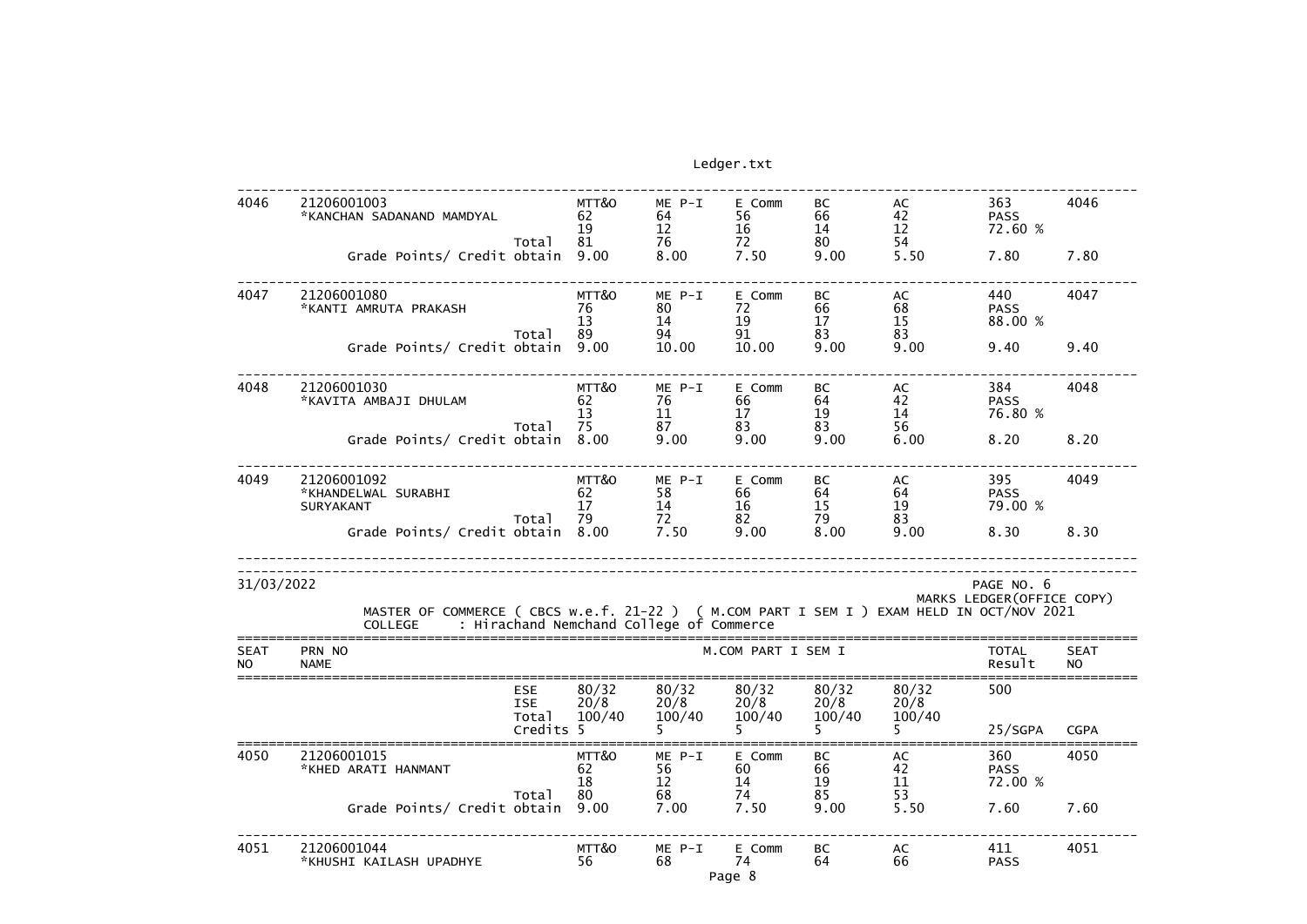| SEAT NO | PRN NO / NAME | | MTT&O | ME P-I | E Comm | BC | AC | TOTAL / Result | SEAT NO |
|---|---|---|---|---|---|---|---|---|---|
| 4046 | 21206001003 | | MTT&O | ME P-I | E Comm | BC | AC | 363 | 4046 |
| | *KANCHAN SADANAND MAMDYAL | | 62 | 64 | 56 | 66 | 42 | PASS | |
| | | | 19 | 12 | 16 | 14 | 12 | 72.60 % | |
| | | Total | 81 | 76 | 72 | 80 | 54 | | |
| | Grade Points/ Credit obtain | | 9.00 | 8.00 | 7.50 | 9.00 | 5.50 | 7.80 | 7.80 |
| 4047 | 21206001080 | | MTT&O | ME P-I | E Comm | BC | AC | 440 | 4047 |
| | *KANTI AMRUTA PRAKASH | | 76 | 80 | 72 | 66 | 68 | PASS | |
| | | | 13 | 14 | 19 | 17 | 15 | 88.00 % | |
| | | Total | 89 | 94 | 91 | 83 | 83 | | |
| | Grade Points/ Credit obtain | | 9.00 | 10.00 | 10.00 | 9.00 | 9.00 | 9.40 | 9.40 |
| 4048 | 21206001030 | | MTT&O | ME P-I | E Comm | BC | AC | 384 | 4048 |
| | *KAVITA AMBAJI DHULAM | | 62 | 76 | 66 | 64 | 42 | PASS | |
| | | | 13 | 11 | 17 | 19 | 14 | 76.80 % | |
| | | Total | 75 | 87 | 83 | 83 | 56 | | |
| | Grade Points/ Credit obtain | | 8.00 | 9.00 | 9.00 | 9.00 | 6.00 | 8.20 | 8.20 |
| 4049 | 21206001092 | | MTT&O | ME P-I | E Comm | BC | AC | 395 | 4049 |
| | *KHANDELWAL SURABHI | | 62 | 58 | 66 | 64 | 64 | PASS | |
| | SURYAKANT | | 17 | 14 | 16 | 15 | 19 | 79.00 % | |
| | | Total | 79 | 72 | 82 | 79 | 83 | | |
| | Grade Points/ Credit obtain | | 8.00 | 7.50 | 9.00 | 8.00 | 9.00 | 8.30 | 8.30 |

31/03/2022

PAGE NO. 6

MARKS LEDGER(OFFICE COPY)

MASTER OF COMMERCE ( CBCS w.e.f. 21-22 ) ( M.COM PART I SEM I ) EXAM HELD IN OCT/NOV 2021

COLLEGE : Hirachand Nemchand College of Commerce

| SEAT NO | PRN NO / NAME | | M.COM PART I SEM I | | | | | TOTAL / Result | SEAT NO |
|---|---|---|---|---|---|---|---|---|---|
| | | ESE | 80/32 | 80/32 | 80/32 | 80/32 | 80/32 | 500 | |
| | | ISE | 20/8 | 20/8 | 20/8 | 20/8 | 20/8 | | |
| | | Total | 100/40 | 100/40 | 100/40 | 100/40 | 100/40 | | |
| | | Credits | 5 | 5 | 5 | 5 | 5 | 25/SGPA | CGPA |
| 4050 | 21206001015 | | MTT&O | ME P-I | E Comm | BC | AC | 360 | 4050 |
| | *KHED ARATI HANMANT | | 62 | 56 | 60 | 66 | 42 | PASS | |
| | | | 18 | 12 | 14 | 19 | 11 | 72.00 % | |
| | | Total | 80 | 68 | 74 | 85 | 53 | | |
| | Grade Points/ Credit obtain | | 9.00 | 7.00 | 7.50 | 9.00 | 5.50 | 7.60 | 7.60 |
| 4051 | 21206001044 | | MTT&O | ME P-I | E Comm | BC | AC | 411 | 4051 |
| | *KHUSHI KAILASH UPADHYE | | 56 | 68 | 74 | 64 | 66 | PASS | |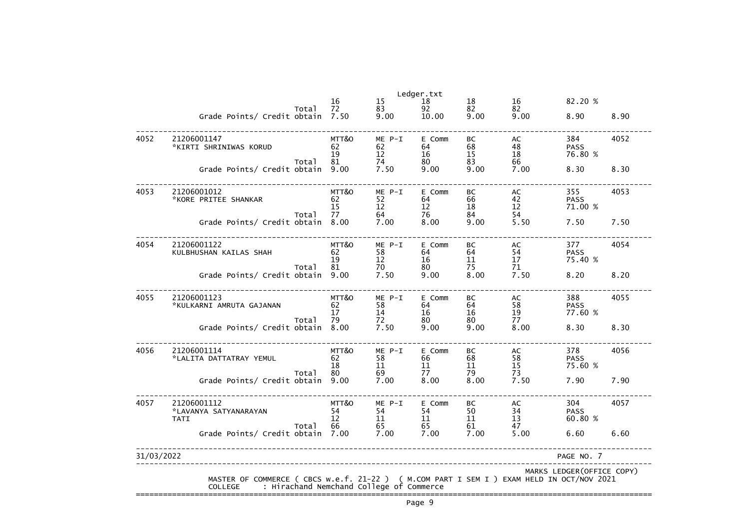Ledger.txt

| | | | | | | | | |
|---|---|---|---|---|---|---|---|---|
| | | 16 | 15 | 18 | 18 | 16 | 82.20 % | |
| | Total | 72 | 83 | 92 | 82 | 82 | | |
| | Grade Points/ Credit obtain | 7.50 | 9.00 | 10.00 | 9.00 | 9.00 | 8.90 | 8.90 |
| 4052 | 21206001147 | MTT&O | ME P-I | E Comm | BC | AC | 384 | 4052 |
| | *KIRTI SHRINIWAS KORUD | 62 | 62 | 64 | 68 | 48 | PASS | |
| | | 19 | 12 | 16 | 15 | 18 | 76.80 % | |
| | Total | 81 | 74 | 80 | 83 | 66 | | |
| | Grade Points/ Credit obtain | 9.00 | 7.50 | 9.00 | 9.00 | 7.00 | 8.30 | 8.30 |
| 4053 | 21206001012 | MTT&O | ME P-I | E Comm | BC | AC | 355 | 4053 |
| | *KORE PRITEE SHANKAR | 62 | 52 | 64 | 66 | 42 | PASS | |
| | | 15 | 12 | 12 | 18 | 12 | 71.00 % | |
| | Total | 77 | 64 | 76 | 84 | 54 | | |
| | Grade Points/ Credit obtain | 8.00 | 7.00 | 8.00 | 9.00 | 5.50 | 7.50 | 7.50 |
| 4054 | 21206001122 | MTT&O | ME P-I | E Comm | BC | AC | 377 | 4054 |
| | KULBHUSHAN KAILAS SHAH | 62 | 58 | 64 | 64 | 54 | PASS | |
| | | 19 | 12 | 16 | 11 | 17 | 75.40 % | |
| | Total | 81 | 70 | 80 | 75 | 71 | | |
| | Grade Points/ Credit obtain | 9.00 | 7.50 | 9.00 | 8.00 | 7.50 | 8.20 | 8.20 |
| 4055 | 21206001123 | MTT&O | ME P-I | E Comm | BC | AC | 388 | 4055 |
| | *KULKARNI AMRUTA GAJANAN | 62 | 58 | 64 | 64 | 58 | PASS | |
| | | 17 | 14 | 16 | 16 | 19 | 77.60 % | |
| | Total | 79 | 72 | 80 | 80 | 77 | | |
| | Grade Points/ Credit obtain | 8.00 | 7.50 | 9.00 | 9.00 | 8.00 | 8.30 | 8.30 |
| 4056 | 21206001114 | MTT&O | ME P-I | E Comm | BC | AC | 378 | 4056 |
| | *LALITA DATTATRAY YEMUL | 62 | 58 | 66 | 68 | 58 | PASS | |
| | | 18 | 11 | 11 | 11 | 15 | 75.60 % | |
| | Total | 80 | 69 | 77 | 79 | 73 | | |
| | Grade Points/ Credit obtain | 9.00 | 7.00 | 8.00 | 8.00 | 7.50 | 7.90 | 7.90 |
| 4057 | 21206001112 | MTT&O | ME P-I | E Comm | BC | AC | 304 | 4057 |
| | *LAVANYA SATYANARAYAN TATI | 54 | 54 | 54 | 50 | 34 | PASS | |
| | | 12 | 11 | 11 | 11 | 13 | 60.80 % | |
| | Total | 66 | 65 | 65 | 61 | 47 | | |
| | Grade Points/ Credit obtain | 7.00 | 7.00 | 7.00 | 7.00 | 5.00 | 6.60 | 6.60 |

31/03/2022 PAGE NO. 7

MARKS LEDGER(OFFICE COPY)

MASTER OF COMMERCE ( CBCS w.e.f. 21-22 ) ( M.COM PART I SEM I ) EXAM HELD IN OCT/NOV 2021

COLLEGE : Hirachand Nemchand College of Commerce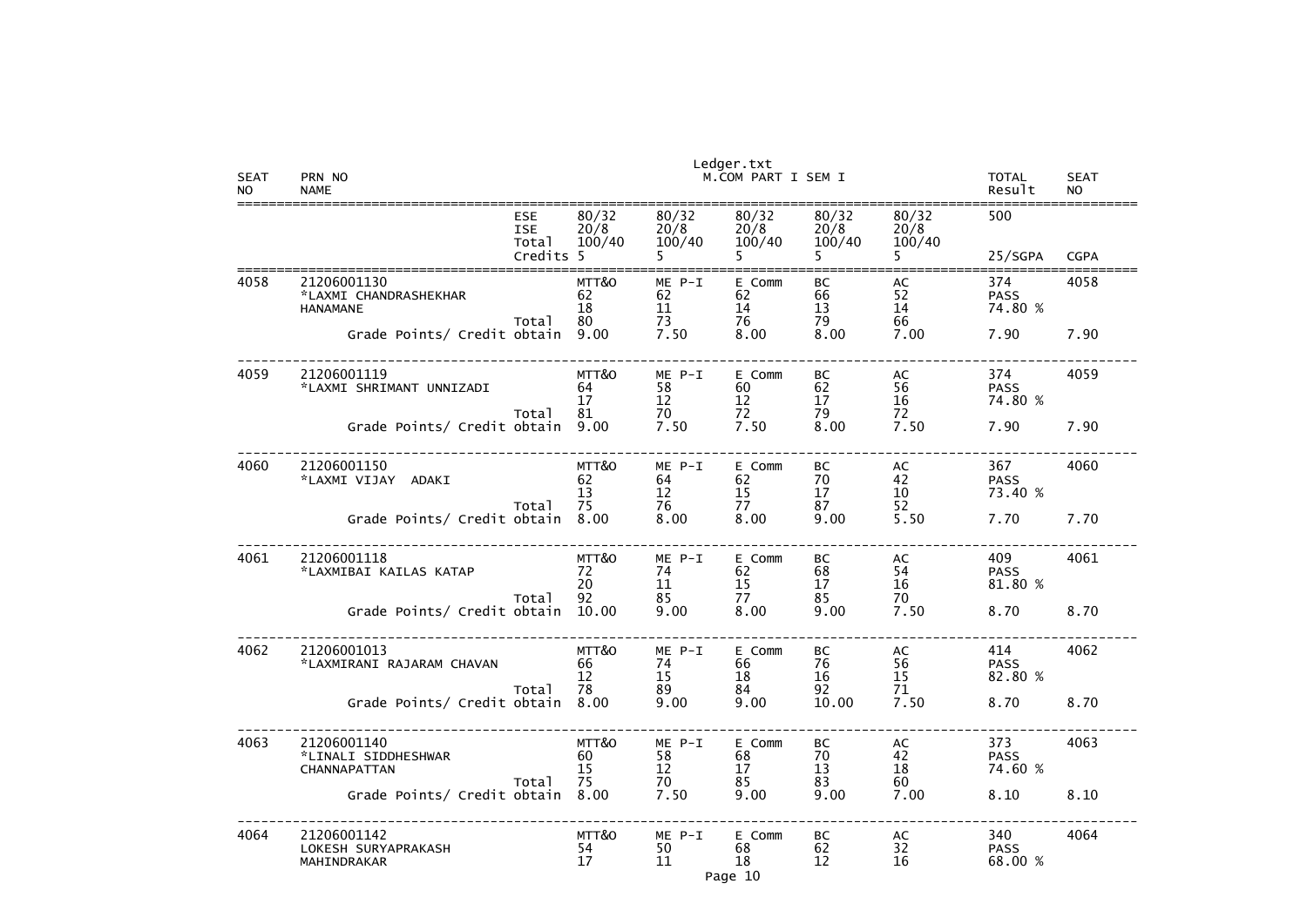Ledger.txt

M.COM PART I SEM I

| SEAT NO | PRN NO / NAME | | | | | | | TOTAL Result | SEAT NO |
|---|---|---|---|---|---|---|---|---|---|
| | | ESE | 80/32 | 80/32 | 80/32 | 80/32 | 80/32 | 500 | |
| | | ISE | 20/8 | 20/8 | 20/8 | 20/8 | 20/8 | | |
| | | Total | 100/40 | 100/40 | 100/40 | 100/40 | 100/40 | | |
| | | Credits | 5 | 5 | 5 | 5 | 5 | 25/SGPA | CGPA |
| 4058 | 21206001130 | | MTT&O | ME P-I | E Comm | BC | AC | 374 | 4058 |
| | *LAXMI CHANDRASHEKHAR | | 62 | 62 | 62 | 66 | 52 | PASS | |
| | HANAMANE | | 18 | 11 | 14 | 13 | 14 | 74.80 % | |
| | | Total | 80 | 73 | 76 | 79 | 66 | | |
| | Grade Points/ Credit obtain | | 9.00 | 7.50 | 8.00 | 8.00 | 7.00 | 7.90 | 7.90 |
| 4059 | 21206001119 | | MTT&O | ME P-I | E Comm | BC | AC | 374 | 4059 |
| | *LAXMI SHRIMANT UNNIZADI | | 64 | 58 | 60 | 62 | 56 | PASS | |
| | | | 17 | 12 | 12 | 17 | 16 | 74.80 % | |
| | | Total | 81 | 70 | 72 | 79 | 72 | | |
| | Grade Points/ Credit obtain | | 9.00 | 7.50 | 7.50 | 8.00 | 7.50 | 7.90 | 7.90 |
| 4060 | 21206001150 | | MTT&O | ME P-I | E Comm | BC | AC | 367 | 4060 |
| | *LAXMI VIJAY ADAKI | | 62 | 64 | 62 | 70 | 42 | PASS | |
| | | | 13 | 12 | 15 | 17 | 10 | 73.40 % | |
| | | Total | 75 | 76 | 77 | 87 | 52 | | |
| | Grade Points/ Credit obtain | | 8.00 | 8.00 | 8.00 | 9.00 | 5.50 | 7.70 | 7.70 |
| 4061 | 21206001118 | | MTT&O | ME P-I | E Comm | BC | AC | 409 | 4061 |
| | *LAXMIBAI KAILAS KATAP | | 72 | 74 | 62 | 68 | 54 | PASS | |
| | | | 20 | 11 | 15 | 17 | 16 | 81.80 % | |
| | | Total | 92 | 85 | 77 | 85 | 70 | | |
| | Grade Points/ Credit obtain | | 10.00 | 9.00 | 8.00 | 9.00 | 7.50 | 8.70 | 8.70 |
| 4062 | 21206001013 | | MTT&O | ME P-I | E Comm | BC | AC | 414 | 4062 |
| | *LAXMIRANI RAJARAM CHAVAN | | 66 | 74 | 66 | 76 | 56 | PASS | |
| | | | 12 | 15 | 18 | 16 | 15 | 82.80 % | |
| | | Total | 78 | 89 | 84 | 92 | 71 | | |
| | Grade Points/ Credit obtain | | 8.00 | 9.00 | 9.00 | 10.00 | 7.50 | 8.70 | 8.70 |
| 4063 | 21206001140 | | MTT&O | ME P-I | E Comm | BC | AC | 373 | 4063 |
| | *LINALI SIDDHESHWAR | | 60 | 58 | 68 | 70 | 42 | PASS | |
| | CHANNAPATTAN | | 15 | 12 | 17 | 13 | 18 | 74.60 % | |
| | | Total | 75 | 70 | 85 | 83 | 60 | | |
| | Grade Points/ Credit obtain | | 8.00 | 7.50 | 9.00 | 9.00 | 7.00 | 8.10 | 8.10 |
| 4064 | 21206001142 | | MTT&O | ME P-I | E Comm | BC | AC | 340 | 4064 |
| | LOKESH SURYAPRAKASH | | 54 | 50 | 68 | 62 | 32 | PASS | |
| | MAHINDRAKAR | | 17 | 11 | 18 | 12 | 16 | 68.00 % | |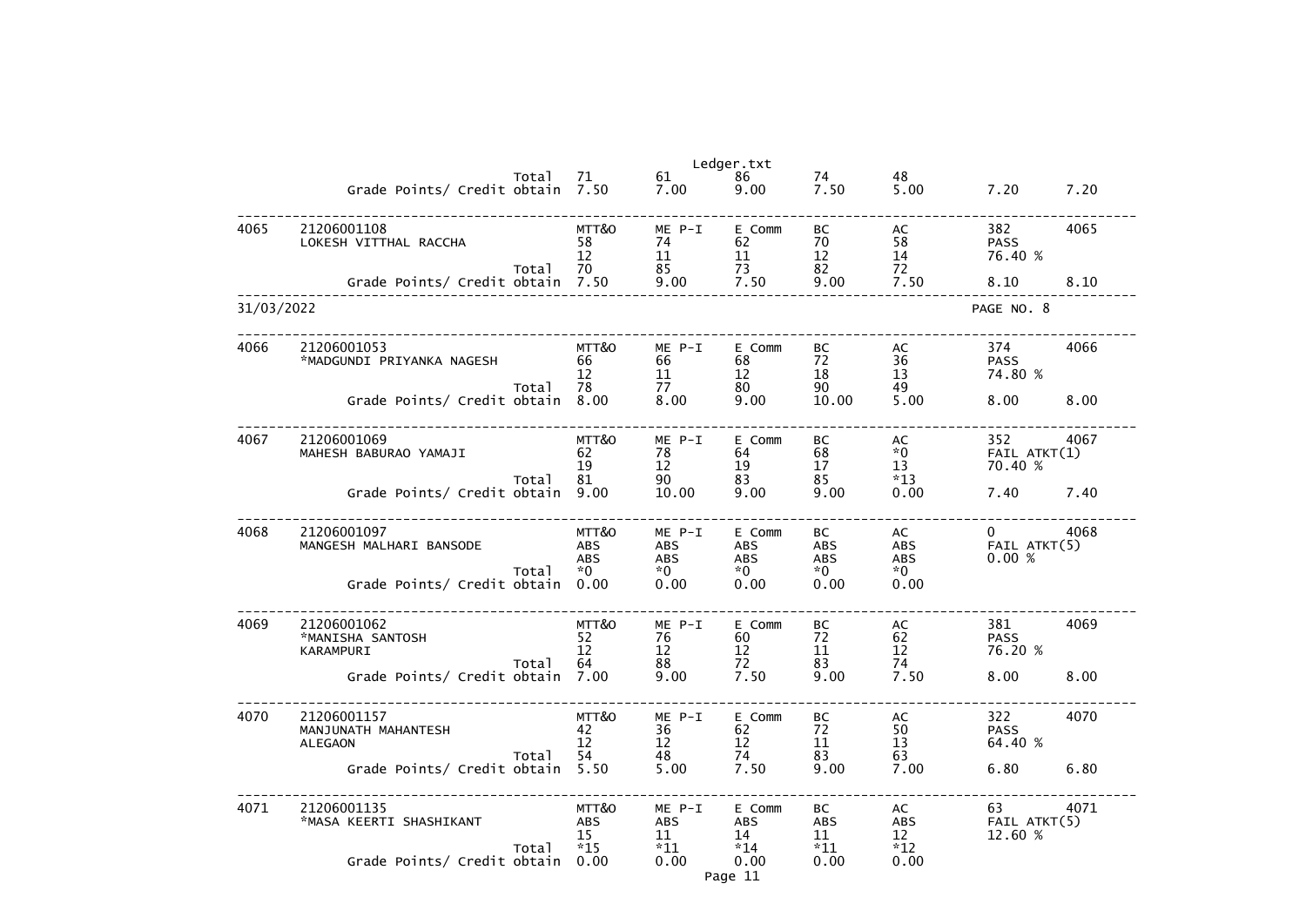| | | | MTT&O | ME P-I | E Comm | BC | AC | | |
|---|---|---|---|---|---|---|---|---|---|
| | | Total | 71 | 61 | 86 | 74 | 48 | | |
| | Grade Points/ Credit obtain | | 7.50 | 7.00 | 9.00 | 7.50 | 5.00 | 7.20 | 7.20 |
| 4065 | 21206001108 LOKESH VITTHAL RACCHA | | MTT&O | ME P-I | E Comm | BC | AC | 382 | 4065 |
| | | | 58 | 74 | 62 | 70 | 58 | PASS | |
| | | | 12 | 11 | 11 | 12 | 14 | 76.40 % | |
| | | Total | 70 | 85 | 73 | 82 | 72 | | |
| | Grade Points/ Credit obtain | | 7.50 | 9.00 | 7.50 | 9.00 | 7.50 | 8.10 | 8.10 |

31/03/2022 PAGE NO. 8

| | | | | | | | | | |
|---|---|---|---|---|---|---|---|---|---|
| 4066 | 21206001053 *MADGUNDI PRIYANKA NAGESH | | MTT&O | ME P-I | E Comm | BC | AC | 374 | 4066 |
| | | | 66 | 66 | 68 | 72 | 36 | PASS | |
| | | | 12 | 11 | 12 | 18 | 13 | 74.80 % | |
| | | Total | 78 | 77 | 80 | 90 | 49 | | |
| | Grade Points/ Credit obtain | | 8.00 | 8.00 | 9.00 | 10.00 | 5.00 | 8.00 | 8.00 |
| 4067 | 21206001069 MAHESH BABURAO YAMAJI | | MTT&O | ME P-I | E Comm | BC | AC | 352 | 4067 |
| | | | 62 | 78 | 64 | 68 | *0 | FAIL ATKT(1) | |
| | | | 19 | 12 | 19 | 17 | 13 | 70.40 % | |
| | | Total | 81 | 90 | 83 | 85 | *13 | | |
| | Grade Points/ Credit obtain | | 9.00 | 10.00 | 9.00 | 9.00 | 0.00 | 7.40 | 7.40 |
| 4068 | 21206001097 MANGESH MALHARI BANSODE | | MTT&O | ME P-I | E Comm | BC | AC | 0 | 4068 |
| | | | ABS | ABS | ABS | ABS | ABS | FAIL ATKT(5) | |
| | | | ABS | ABS | ABS | ABS | ABS | 0.00 % | |
| | | Total | *0 | *0 | *0 | *0 | *0 | | |
| | Grade Points/ Credit obtain | | 0.00 | 0.00 | 0.00 | 0.00 | 0.00 | | |
| 4069 | 21206001062 *MANISHA SANTOSH KARAMPURI | | MTT&O | ME P-I | E Comm | BC | AC | 381 | 4069 |
| | | | 52 | 76 | 60 | 72 | 62 | PASS | |
| | | | 12 | 12 | 12 | 11 | 12 | 76.20 % | |
| | | Total | 64 | 88 | 72 | 83 | 74 | | |
| | Grade Points/ Credit obtain | | 7.00 | 9.00 | 7.50 | 9.00 | 7.50 | 8.00 | 8.00 |
| 4070 | 21206001157 MANJUNATH MAHANTESH ALEGAON | | MTT&O | ME P-I | E Comm | BC | AC | 322 | 4070 |
| | | | 42 | 36 | 62 | 72 | 50 | PASS | |
| | | | 12 | 12 | 12 | 11 | 13 | 64.40 % | |
| | | Total | 54 | 48 | 74 | 83 | 63 | | |
| | Grade Points/ Credit obtain | | 5.50 | 5.00 | 7.50 | 9.00 | 7.00 | 6.80 | 6.80 |
| 4071 | 21206001135 *MASA KEERTI SHASHIKANT | | MTT&O | ME P-I | E Comm | BC | AC | 63 | 4071 |
| | | | ABS | ABS | ABS | ABS | ABS | FAIL ATKT(5) | |
| | | | 15 | 11 | 14 | 11 | 12 | 12.60 % | |
| | | Total | *15 | *11 | *14 | *11 | *12 | | |
| | Grade Points/ Credit obtain | | 0.00 | 0.00 | 0.00 | 0.00 | 0.00 | | |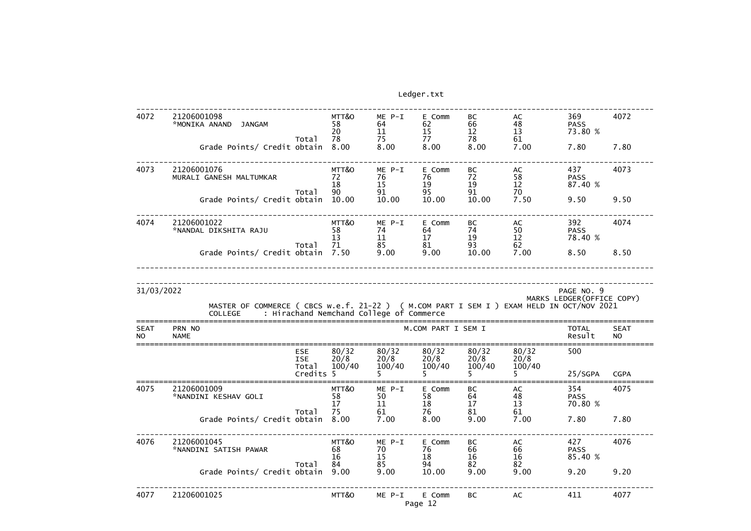| SEAT NO | PRN NO / NAME | | MTT&O | ME P-I | E Comm | BC | AC | TOTAL / Result | SEAT NO |
|---|---|---|---|---|---|---|---|---|---|
| 4072 | 21206001098 | | MTT&O | ME P-I | E Comm | BC | AC | 369 | 4072 |
| | *MONIKA ANAND JANGAM | | 58 | 64 | 62 | 66 | 48 | PASS | |
| | | | 20 | 11 | 15 | 12 | 13 | 73.80 % | |
| | | Total | 78 | 75 | 77 | 78 | 61 | | |
| | Grade Points/ Credit obtain | | 8.00 | 8.00 | 8.00 | 8.00 | 7.00 | 7.80 | 7.80 |
| 4073 | 21206001076 | | MTT&O | ME P-I | E Comm | BC | AC | 437 | 4073 |
| | MURALI GANESH MALTUMKAR | | 72 | 76 | 76 | 72 | 58 | PASS | |
| | | | 18 | 15 | 19 | 19 | 12 | 87.40 % | |
| | | Total | 90 | 91 | 95 | 91 | 70 | | |
| | Grade Points/ Credit obtain | | 10.00 | 10.00 | 10.00 | 10.00 | 7.50 | 9.50 | 9.50 |
| 4074 | 21206001022 | | MTT&O | ME P-I | E Comm | BC | AC | 392 | 4074 |
| | *NANDAL DIKSHITA RAJU | | 58 | 74 | 64 | 74 | 50 | PASS | |
| | | | 13 | 11 | 17 | 19 | 12 | 78.40 % | |
| | | Total | 71 | 85 | 81 | 93 | 62 | | |
| | Grade Points/ Credit obtain | | 7.50 | 9.00 | 9.00 | 10.00 | 7.00 | 8.50 | 8.50 |

31/03/2022 PAGE NO. 9

MARKS LEDGER(OFFICE COPY)

MASTER OF COMMERCE ( CBCS w.e.f. 21-22 ) ( M.COM PART I SEM I ) EXAM HELD IN OCT/NOV 2021

COLLEGE : Hirachand Nemchand College of Commerce

| SEAT NO | PRN NO / NAME | | M.COM PART I SEM I | | | | | TOTAL / Result | SEAT NO |
|---|---|---|---|---|---|---|---|---|---|
| | | ESE | 80/32 | 80/32 | 80/32 | 80/32 | 80/32 | 500 | |
| | | ISE | 20/8 | 20/8 | 20/8 | 20/8 | 20/8 | | |
| | | Total | 100/40 | 100/40 | 100/40 | 100/40 | 100/40 | | |
| | | Credits | 5 | 5 | 5 | 5 | 5 | 25/SGPA | CGPA |
| 4075 | 21206001009 | | MTT&O | ME P-I | E Comm | BC | AC | 354 | 4075 |
| | *NANDINI KESHAV GOLI | | 58 | 50 | 58 | 64 | 48 | PASS | |
| | | | 17 | 11 | 18 | 17 | 13 | 70.80 % | |
| | | Total | 75 | 61 | 76 | 81 | 61 | | |
| | Grade Points/ Credit obtain | | 8.00 | 7.00 | 8.00 | 9.00 | 7.00 | 7.80 | 7.80 |
| 4076 | 21206001045 | | MTT&O | ME P-I | E Comm | BC | AC | 427 | 4076 |
| | *NANDINI SATISH PAWAR | | 68 | 70 | 76 | 66 | 66 | PASS | |
| | | | 16 | 15 | 18 | 16 | 16 | 85.40 % | |
| | | Total | 84 | 85 | 94 | 82 | 82 | | |
| | Grade Points/ Credit obtain | | 9.00 | 9.00 | 10.00 | 9.00 | 9.00 | 9.20 | 9.20 |
| 4077 | 21206001025 | | MTT&O | ME P-I | E Comm | BC | AC | 411 | 4077 |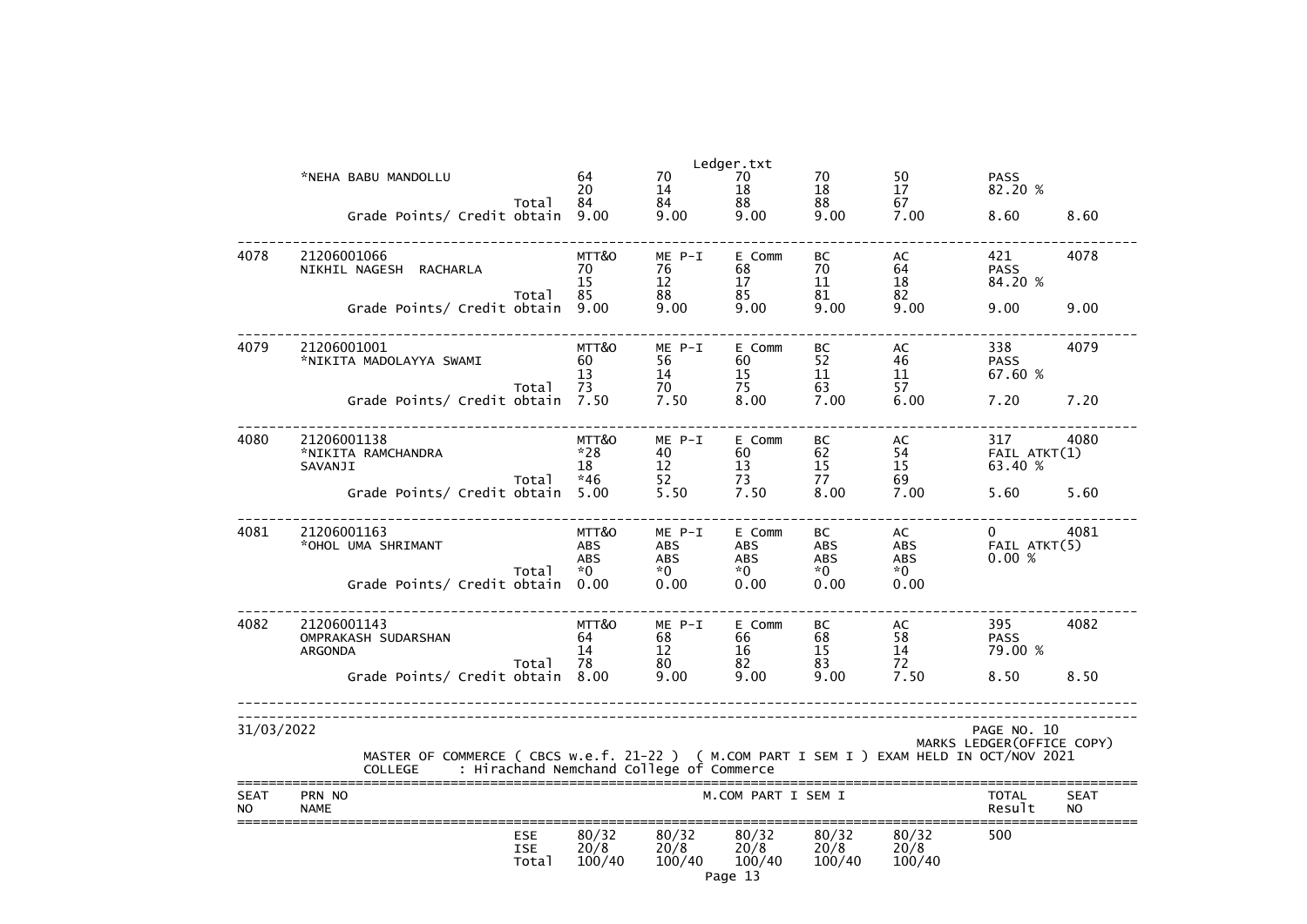| SEAT NO | PRN NO / NAME | | MTT&O | ME P-I | E Comm | BC | AC | TOTAL / Result | SEAT NO |
|---|---|---|---|---|---|---|---|---|---|
| | *NEHA BABU MANDOLLU | | 64 | 70 | 70 | 70 | 50 | PASS | |
| | | | 20 | 14 | 18 | 18 | 17 | 82.20 % | |
| | | Total | 84 | 84 | 88 | 88 | 67 | | |
| | Grade Points/ Credit obtain | | 9.00 | 9.00 | 9.00 | 9.00 | 7.00 | 8.60 | 8.60 |
| 4078 | 21206001066 | | MTT&O | ME P-I | E Comm | BC | AC | 421 | 4078 |
| | NIKHIL NAGESH RACHARLA | | 70 | 76 | 68 | 70 | 64 | PASS | |
| | | | 15 | 12 | 17 | 11 | 18 | 84.20 % | |
| | | Total | 85 | 88 | 85 | 81 | 82 | | |
| | Grade Points/ Credit obtain | | 9.00 | 9.00 | 9.00 | 9.00 | 9.00 | 9.00 | 9.00 |
| 4079 | 21206001001 | | MTT&O | ME P-I | E Comm | BC | AC | 338 | 4079 |
| | *NIKITA MADOLAYYA SWAMI | | 60 | 56 | 60 | 52 | 46 | PASS | |
| | | | 13 | 14 | 15 | 11 | 11 | 67.60 % | |
| | | Total | 73 | 70 | 75 | 63 | 57 | | |
| | Grade Points/ Credit obtain | | 7.50 | 7.50 | 8.00 | 7.00 | 6.00 | 7.20 | 7.20 |
| 4080 | 21206001138 | | MTT&O | ME P-I | E Comm | BC | AC | 317 | 4080 |
| | *NIKITA RAMCHANDRA | | *28 | 40 | 60 | 62 | 54 | FAIL ATKT(1) | |
| | SAVANJI | | 18 | 12 | 13 | 15 | 15 | 63.40 % | |
| | | Total | *46 | 52 | 73 | 77 | 69 | | |
| | Grade Points/ Credit obtain | | 5.00 | 5.50 | 7.50 | 8.00 | 7.00 | 5.60 | 5.60 |
| 4081 | 21206001163 | | MTT&O | ME P-I | E Comm | BC | AC | 0 | 4081 |
| | *OHOL UMA SHRIMANT | | ABS | ABS | ABS | ABS | ABS | FAIL ATKT(5) | |
| | | | ABS | ABS | ABS | ABS | ABS | 0.00 % | |
| | | Total | *0 | *0 | *0 | *0 | *0 | | |
| | Grade Points/ Credit obtain | | 0.00 | 0.00 | 0.00 | 0.00 | 0.00 | | |
| 4082 | 21206001143 | | MTT&O | ME P-I | E Comm | BC | AC | 395 | 4082 |
| | OMPRAKASH SUDARSHAN | | 64 | 68 | 66 | 68 | 58 | PASS | |
| | ARGONDA | | 14 | 12 | 16 | 15 | 14 | 79.00 % | |
| | | Total | 78 | 80 | 82 | 83 | 72 | | |
| | Grade Points/ Credit obtain | | 8.00 | 9.00 | 9.00 | 9.00 | 7.50 | 8.50 | 8.50 |

31/03/2022

PAGE NO. 10

MARKS LEDGER(OFFICE COPY)

MASTER OF COMMERCE ( CBCS w.e.f. 21-22 ) ( M.COM PART I SEM I ) EXAM HELD IN OCT/NOV 2021

COLLEGE : Hirachand Nemchand College of Commerce

| SEAT NO | PRN NO / NAME | | M.COM PART I SEM I | | | | | TOTAL / Result | SEAT NO |
|---|---|---|---|---|---|---|---|---|---|
| | | ESE | 80/32 | 80/32 | 80/32 | 80/32 | 80/32 | 500 | |
| | | ISE | 20/8 | 20/8 | 20/8 | 20/8 | 20/8 | | |
| | | Total | 100/40 | 100/40 | 100/40 | 100/40 | 100/40 | | |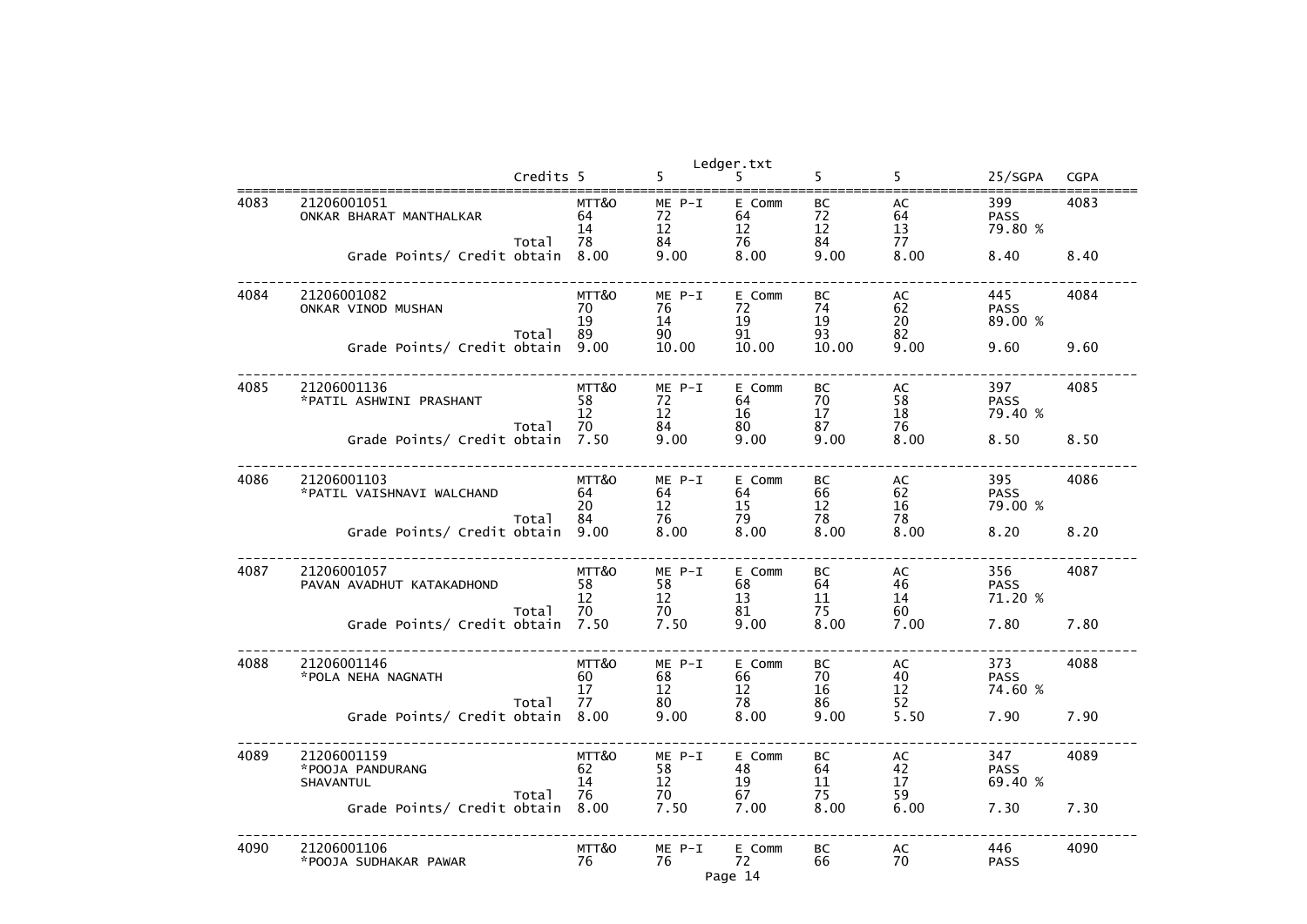| | | Credits | 5 | 5 | 5 | 5 | 5 | 25/SGPA | CGPA |
|---|---|---|---|---|---|---|---|---|---|
| 4083 | 21206001051 | | MTT&O | ME P-I | E Comm | BC | AC | 399 | 4083 |
| | ONKAR BHARAT MANTHALKAR | | 64 | 72 | 64 | 72 | 64 | PASS | |
| | | | 14 | 12 | 12 | 12 | 13 | 79.80 % | |
| | | Total | 78 | 84 | 76 | 84 | 77 | | |
| | Grade Points/ Credit obtain | | 8.00 | 9.00 | 8.00 | 9.00 | 8.00 | 8.40 | 8.40 |
| 4084 | 21206001082 | | MTT&O | ME P-I | E Comm | BC | AC | 445 | 4084 |
| | ONKAR VINOD MUSHAN | | 70 | 76 | 72 | 74 | 62 | PASS | |
| | | | 19 | 14 | 19 | 19 | 20 | 89.00 % | |
| | | Total | 89 | 90 | 91 | 93 | 82 | | |
| | Grade Points/ Credit obtain | | 9.00 | 10.00 | 10.00 | 10.00 | 9.00 | 9.60 | 9.60 |
| 4085 | 21206001136 | | MTT&O | ME P-I | E Comm | BC | AC | 397 | 4085 |
| | *PATIL ASHWINI PRASHANT | | 58 | 72 | 64 | 70 | 58 | PASS | |
| | | | 12 | 12 | 16 | 17 | 18 | 79.40 % | |
| | | Total | 70 | 84 | 80 | 87 | 76 | | |
| | Grade Points/ Credit obtain | | 7.50 | 9.00 | 9.00 | 9.00 | 8.00 | 8.50 | 8.50 |
| 4086 | 21206001103 | | MTT&O | ME P-I | E Comm | BC | AC | 395 | 4086 |
| | *PATIL VAISHNAVI WALCHAND | | 64 | 64 | 64 | 66 | 62 | PASS | |
| | | | 20 | 12 | 15 | 12 | 16 | 79.00 % | |
| | | Total | 84 | 76 | 79 | 78 | 78 | | |
| | Grade Points/ Credit obtain | | 9.00 | 8.00 | 8.00 | 8.00 | 8.00 | 8.20 | 8.20 |
| 4087 | 21206001057 | | MTT&O | ME P-I | E Comm | BC | AC | 356 | 4087 |
| | PAVAN AVADHUT KATAKADHOND | | 58 | 58 | 68 | 64 | 46 | PASS | |
| | | | 12 | 12 | 13 | 11 | 14 | 71.20 % | |
| | | Total | 70 | 70 | 81 | 75 | 60 | | |
| | Grade Points/ Credit obtain | | 7.50 | 7.50 | 9.00 | 8.00 | 7.00 | 7.80 | 7.80 |
| 4088 | 21206001146 | | MTT&O | ME P-I | E Comm | BC | AC | 373 | 4088 |
| | *POLA NEHA NAGNATH | | 60 | 68 | 66 | 70 | 40 | PASS | |
| | | | 17 | 12 | 12 | 16 | 12 | 74.60 % | |
| | | Total | 77 | 80 | 78 | 86 | 52 | | |
| | Grade Points/ Credit obtain | | 8.00 | 9.00 | 8.00 | 9.00 | 5.50 | 7.90 | 7.90 |
| 4089 | 21206001159 | | MTT&O | ME P-I | E Comm | BC | AC | 347 | 4089 |
| | *POOJA PANDURANG | | 62 | 58 | 48 | 64 | 42 | PASS | |
| | SHAVANTUL | | 14 | 12 | 19 | 11 | 17 | 69.40 % | |
| | | Total | 76 | 70 | 67 | 75 | 59 | | |
| | Grade Points/ Credit obtain | | 8.00 | 7.50 | 7.00 | 8.00 | 6.00 | 7.30 | 7.30 |
| 4090 | 21206001106 | | MTT&O | ME P-I | E Comm | BC | AC | 446 | 4090 |
| | *POOJA SUDHAKAR PAWAR | | 76 | 76 | 72 | 66 | 70 | PASS | |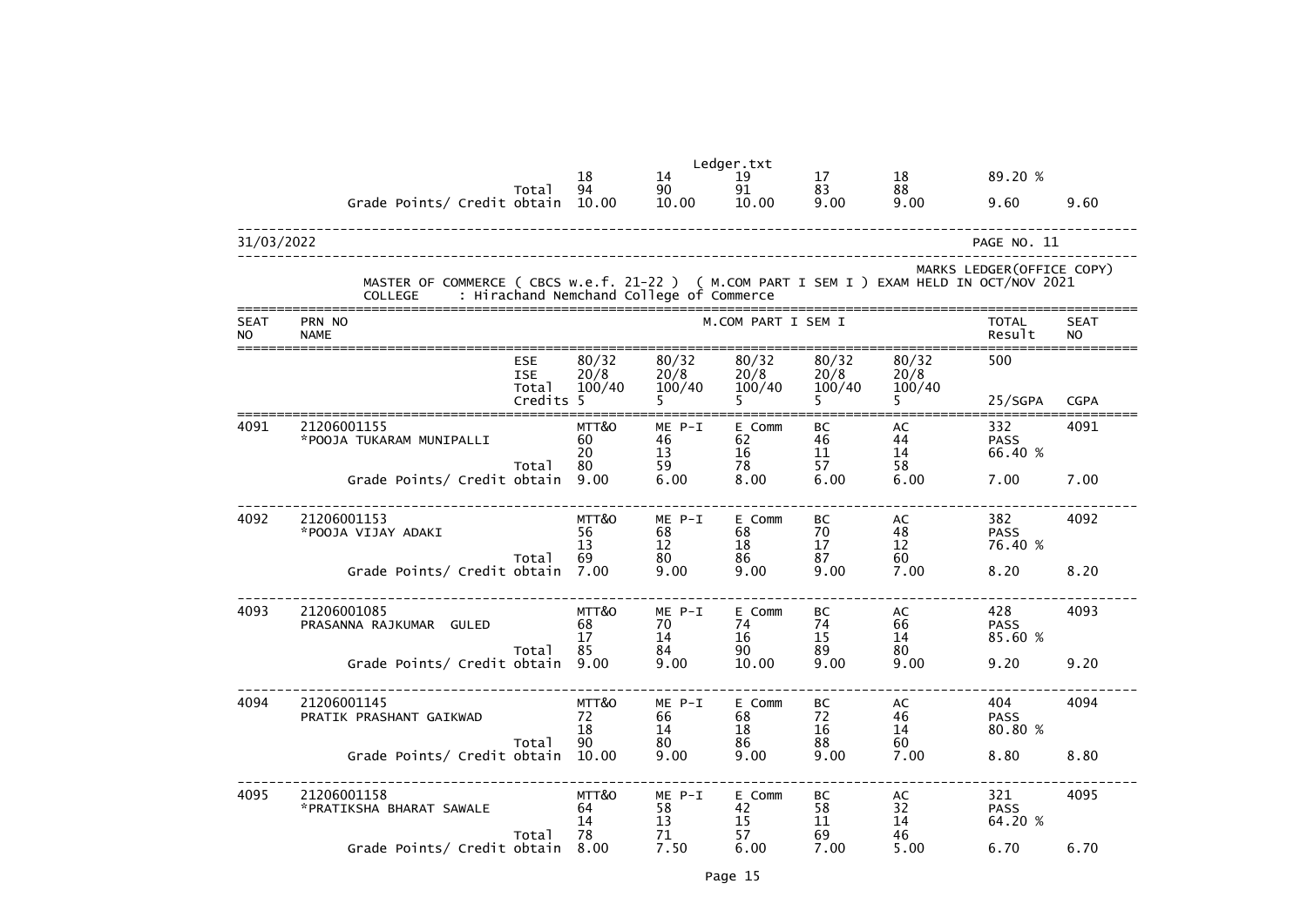| | | | | | | | | | |
|---|---|---|---|---|---|---|---|---|---|
| | | | 18 | 14 | 19 | 17 | 18 | 89.20 % | |
| | | Total | 94 | 90 | 91 | 83 | 88 | | |
| | Grade Points/ Credit obtain | | 10.00 | 10.00 | 10.00 | 9.00 | 9.00 | 9.60 | 9.60 |

31/03/2022

MARKS LEDGER(OFFICE COPY)

MASTER OF COMMERCE ( CBCS w.e.f. 21-22 ) ( M.COM PART I SEM I ) EXAM HELD IN OCT/NOV 2021

COLLEGE : Hirachand Nemchand College of Commerce

| SEAT NO | PRN NO NAME | | M.COM PART I SEM I | | | | | TOTAL Result | SEAT NO |
|---|---|---|---|---|---|---|---|---|---|
| | | ESE | 80/32 | 80/32 | 80/32 | 80/32 | 80/32 | 500 | |
| | | ISE | 20/8 | 20/8 | 20/8 | 20/8 | 20/8 | | |
| | | Total | 100/40 | 100/40 | 100/40 | 100/40 | 100/40 | | |
| | | Credits | 5 | 5 | 5 | 5 | 5 | 25/SGPA | CGPA |
| 4091 | 21206001155 | | MTT&O | ME P-I | E Comm | BC | AC | 332 | 4091 |
| | *POOJA TUKARAM MUNIPALLI | | 60 | 46 | 62 | 46 | 44 | PASS | |
| | | | 20 | 13 | 16 | 11 | 14 | 66.40 % | |
| | | Total | 80 | 59 | 78 | 57 | 58 | | |
| | Grade Points/ Credit obtain | | 9.00 | 6.00 | 8.00 | 6.00 | 6.00 | 7.00 | 7.00 |
| 4092 | 21206001153 | | MTT&O | ME P-I | E Comm | BC | AC | 382 | 4092 |
| | *POOJA VIJAY ADAKI | | 56 | 68 | 68 | 70 | 48 | PASS | |
| | | | 13 | 12 | 18 | 17 | 12 | 76.40 % | |
| | | Total | 69 | 80 | 86 | 87 | 60 | | |
| | Grade Points/ Credit obtain | | 7.00 | 9.00 | 9.00 | 9.00 | 7.00 | 8.20 | 8.20 |
| 4093 | 21206001085 | | MTT&O | ME P-I | E Comm | BC | AC | 428 | 4093 |
| | PRASANNA RAJKUMAR GULED | | 68 | 70 | 74 | 74 | 66 | PASS | |
| | | | 17 | 14 | 16 | 15 | 14 | 85.60 % | |
| | | Total | 85 | 84 | 90 | 89 | 80 | | |
| | Grade Points/ Credit obtain | | 9.00 | 9.00 | 10.00 | 9.00 | 9.00 | 9.20 | 9.20 |
| 4094 | 21206001145 | | MTT&O | ME P-I | E Comm | BC | AC | 404 | 4094 |
| | PRATIK PRASHANT GAIKWAD | | 72 | 66 | 68 | 72 | 46 | PASS | |
| | | | 18 | 14 | 18 | 16 | 14 | 80.80 % | |
| | | Total | 90 | 80 | 86 | 88 | 60 | | |
| | Grade Points/ Credit obtain | | 10.00 | 9.00 | 9.00 | 9.00 | 7.00 | 8.80 | 8.80 |
| 4095 | 21206001158 | | MTT&O | ME P-I | E Comm | BC | AC | 321 | 4095 |
| | *PRATIKSHA BHARAT SAWALE | | 64 | 58 | 42 | 58 | 32 | PASS | |
| | | | 14 | 13 | 15 | 11 | 14 | 64.20 % | |
| | | Total | 78 | 71 | 57 | 69 | 46 | | |
| | Grade Points/ Credit obtain | | 8.00 | 7.50 | 6.00 | 7.00 | 5.00 | 6.70 | 6.70 |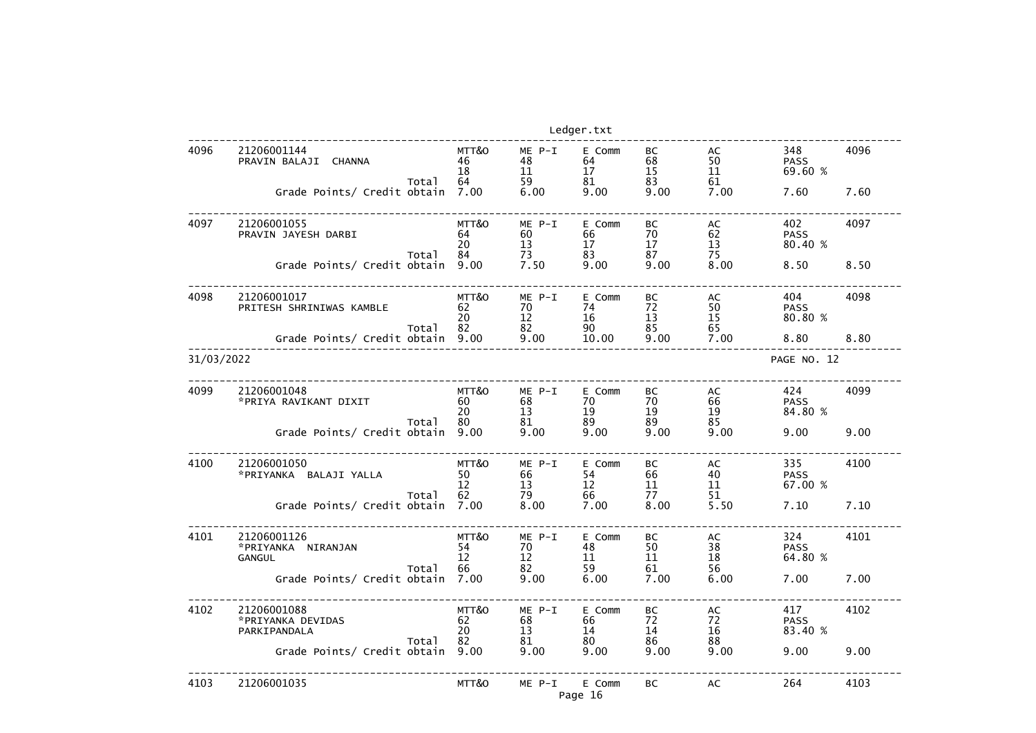| Sr. No. | Seat No. / Name | | MTT&O | ME P-I | E Comm | BC | AC | Result | Sr. No. |
|---|---|---|---|---|---|---|---|---|---|
| 4096 | 21206001144 PRAVIN BALAJI CHANNA | | 46 | 48 | 64 | 68 | 50 | 348 PASS 69.60 % | 4096 |
| | | | 18 | 11 | 17 | 15 | 11 | | |
| | | Total | 64 | 59 | 81 | 83 | 61 | | |
| | Grade Points/ Credit obtain | | 7.00 | 6.00 | 9.00 | 9.00 | 7.00 | 7.60 | 7.60 |
| 4097 | 21206001055 PRAVIN JAYESH DARBI | | 64 | 60 | 66 | 70 | 62 | 402 PASS 80.40 % | 4097 |
| | | | 20 | 13 | 17 | 17 | 13 | | |
| | | Total | 84 | 73 | 83 | 87 | 75 | | |
| | Grade Points/ Credit obtain | | 9.00 | 7.50 | 9.00 | 9.00 | 8.00 | 8.50 | 8.50 |
| 4098 | 21206001017 PRITESH SHRINIWAS KAMBLE | | 62 | 70 | 74 | 72 | 50 | 404 PASS 80.80 % | 4098 |
| | | | 20 | 12 | 16 | 13 | 15 | | |
| | | Total | 82 | 82 | 90 | 85 | 65 | | |
| | Grade Points/ Credit obtain | | 9.00 | 9.00 | 10.00 | 9.00 | 7.00 | 8.80 | 8.80 |

31/03/2022 PAGE NO. 12

| Sr. No. | Seat No. / Name | | MTT&O | ME P-I | E Comm | BC | AC | Result | Sr. No. |
|---|---|---|---|---|---|---|---|---|---|
| 4099 | 21206001048 *PRIYA RAVIKANT DIXIT | | 60 | 68 | 70 | 70 | 66 | 424 PASS 84.80 % | 4099 |
| | | | 20 | 13 | 19 | 19 | 19 | | |
| | | Total | 80 | 81 | 89 | 89 | 85 | | |
| | Grade Points/ Credit obtain | | 9.00 | 9.00 | 9.00 | 9.00 | 9.00 | 9.00 | 9.00 |
| 4100 | 21206001050 *PRIYANKA BALAJI YALLA | | 50 | 66 | 54 | 66 | 40 | 335 PASS 67.00 % | 4100 |
| | | | 12 | 13 | 12 | 11 | 11 | | |
| | | Total | 62 | 79 | 66 | 77 | 51 | | |
| | Grade Points/ Credit obtain | | 7.00 | 8.00 | 7.00 | 8.00 | 5.50 | 7.10 | 7.10 |
| 4101 | 21206001126 *PRIYANKA NIRANJAN GANGUL | | 54 | 70 | 48 | 50 | 38 | 324 PASS 64.80 % | 4101 |
| | | | 12 | 12 | 11 | 11 | 18 | | |
| | | Total | 66 | 82 | 59 | 61 | 56 | | |
| | Grade Points/ Credit obtain | | 7.00 | 9.00 | 6.00 | 7.00 | 6.00 | 7.00 | 7.00 |
| 4102 | 21206001088 *PRIYANKA DEVIDAS PARKIPANDALA | | 62 | 68 | 66 | 72 | 72 | 417 PASS 83.40 % | 4102 |
| | | | 20 | 13 | 14 | 14 | 16 | | |
| | | Total | 82 | 81 | 80 | 86 | 88 | | |
| | Grade Points/ Credit obtain | | 9.00 | 9.00 | 9.00 | 9.00 | 9.00 | 9.00 | 9.00 |
| 4103 | 21206001035 | | MTT&O | ME P-I | E Comm | BC | AC | 264 | 4103 |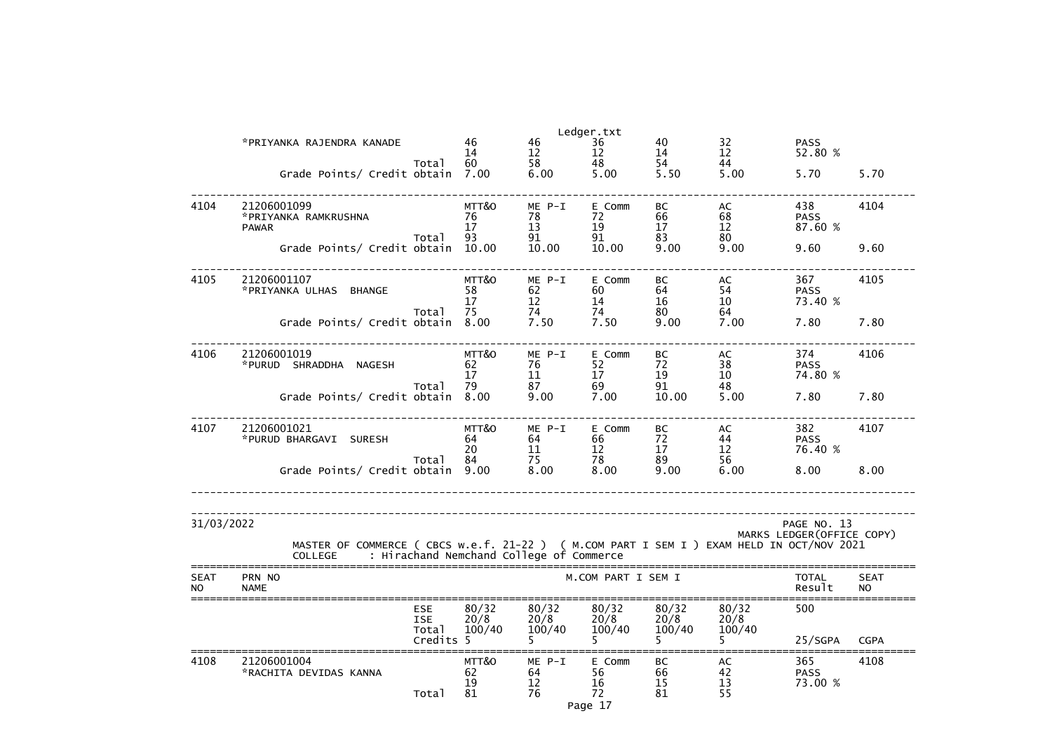| SEAT NO | PRN NO / NAME | | MTT&O | ME P-I | E Comm | BC | AC | TOTAL Result | SEAT NO |
|---|---|---|---|---|---|---|---|---|---|
| | *PRIYANKA RAJENDRA KANADE | | 46 | 46 | 36 | 40 | 32 | PASS | |
| | | | 14 | 12 | 12 | 14 | 12 | 52.80 % | |
| | | Total | 60 | 58 | 48 | 54 | 44 | | |
| | Grade Points/ Credit obtain | | 7.00 | 6.00 | 5.00 | 5.50 | 5.00 | 5.70 | 5.70 |
| 4104 | 21206001099 | | MTT&O | ME P-I | E Comm | BC | AC | 438 | 4104 |
| | *PRIYANKA RAMKRUSHNA | | 76 | 78 | 72 | 66 | 68 | PASS | |
| | PAWAR | | 17 | 13 | 19 | 17 | 12 | 87.60 % | |
| | | Total | 93 | 91 | 91 | 83 | 80 | | |
| | Grade Points/ Credit obtain | | 10.00 | 10.00 | 10.00 | 9.00 | 9.00 | 9.60 | 9.60 |
| 4105 | 21206001107 | | MTT&O | ME P-I | E Comm | BC | AC | 367 | 4105 |
| | *PRIYANKA ULHAS BHANGE | | 58 | 62 | 60 | 64 | 54 | PASS | |
| | | | 17 | 12 | 14 | 16 | 10 | 73.40 % | |
| | | Total | 75 | 74 | 74 | 80 | 64 | | |
| | Grade Points/ Credit obtain | | 8.00 | 7.50 | 7.50 | 9.00 | 7.00 | 7.80 | 7.80 |
| 4106 | 21206001019 | | MTT&O | ME P-I | E Comm | BC | AC | 374 | 4106 |
| | *PURUD SHRADDHA NAGESH | | 62 | 76 | 52 | 72 | 38 | PASS | |
| | | | 17 | 11 | 17 | 19 | 10 | 74.80 % | |
| | | Total | 79 | 87 | 69 | 91 | 48 | | |
| | Grade Points/ Credit obtain | | 8.00 | 9.00 | 7.00 | 10.00 | 5.00 | 7.80 | 7.80 |
| 4107 | 21206001021 | | MTT&O | ME P-I | E Comm | BC | AC | 382 | 4107 |
| | *PURUD BHARGAVI SURESH | | 64 | 64 | 66 | 72 | 44 | PASS | |
| | | | 20 | 11 | 12 | 17 | 12 | 76.40 % | |
| | | Total | 84 | 75 | 78 | 89 | 56 | | |
| | Grade Points/ Credit obtain | | 9.00 | 8.00 | 8.00 | 9.00 | 6.00 | 8.00 | 8.00 |

31/03/2022 PAGE NO. 13

MARKS LEDGER(OFFICE COPY)

MASTER OF COMMERCE ( CBCS w.e.f. 21-22 ) ( M.COM PART I SEM I ) EXAM HELD IN OCT/NOV 2021

COLLEGE : Hirachand Nemchand College of Commerce

| SEAT NO | PRN NO / NAME | | M.COM PART I SEM I | | | | | TOTAL Result | SEAT NO |
|---|---|---|---|---|---|---|---|---|---|
| | | ESE | 80/32 | 80/32 | 80/32 | 80/32 | 80/32 | 500 | |
| | | ISE | 20/8 | 20/8 | 20/8 | 20/8 | 20/8 | | |
| | | Total | 100/40 | 100/40 | 100/40 | 100/40 | 100/40 | | |
| | | Credits | 5 | 5 | 5 | 5 | 5 | 25/SGPA | CGPA |
| 4108 | 21206001004 | | MTT&O | ME P-I | E Comm | BC | AC | 365 | 4108 |
| | *RACHITA DEVIDAS KANNA | | 62 | 64 | 56 | 66 | 42 | PASS | |
| | | | 19 | 12 | 16 | 15 | 13 | 73.00 % | |
| | | Total | 81 | 76 | 72 | 81 | 55 | | |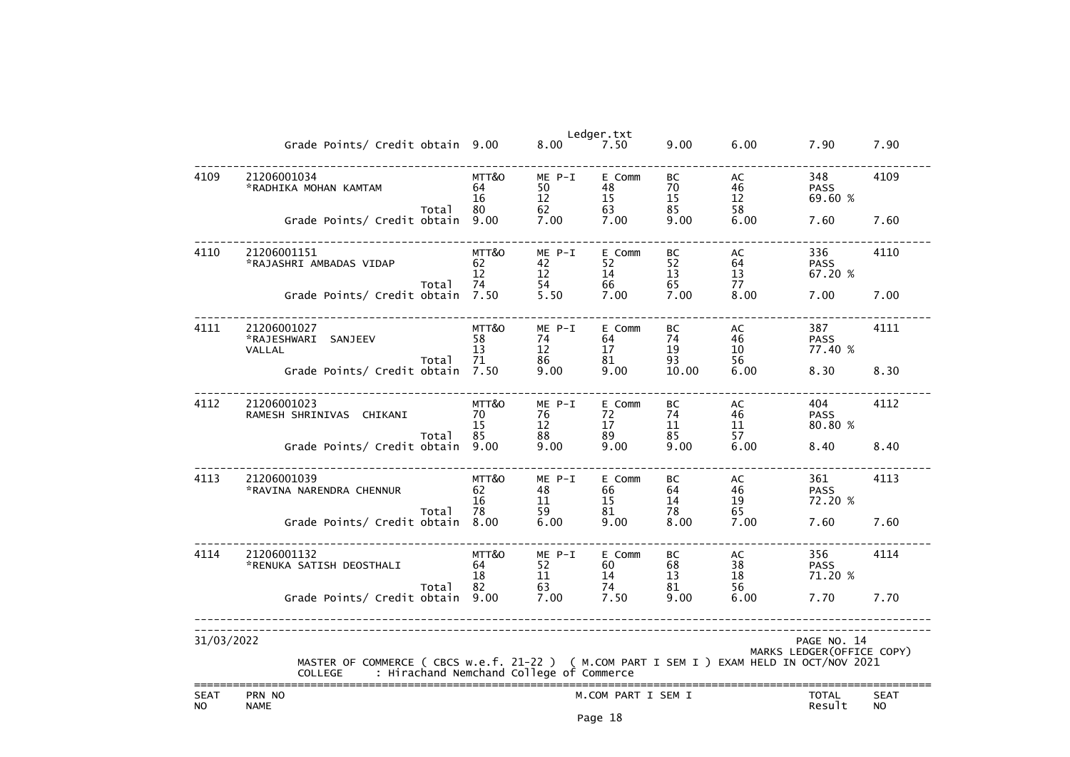| | | | MTT&O | ME P-I | E Comm | BC | AC | | |
|---|---|---|---|---|---|---|---|---|---|
| | Grade Points/ Credit obtain | | 9.00 | 8.00 | 7.50 | 9.00 | 6.00 | 7.90 | 7.90 |
| 4109 | 21206001034 *RADHIKA MOHAN KAMTAM | | MTT&O 64 16 | ME P-I 50 12 | E Comm 48 15 | BC 70 15 | AC 46 12 | 348 PASS 69.60 % | 4109 |
| | | Total | 80 | 62 | 63 | 85 | 58 | | |
| | Grade Points/ Credit obtain | | 9.00 | 7.00 | 7.00 | 9.00 | 6.00 | 7.60 | 7.60 |
| 4110 | 21206001151 *RAJASHRI AMBADAS VIDAP | | MTT&O 62 12 | ME P-I 42 12 | E Comm 52 14 | BC 52 13 | AC 64 13 | 336 PASS 67.20 % | 4110 |
| | | Total | 74 | 54 | 66 | 65 | 77 | | |
| | Grade Points/ Credit obtain | | 7.50 | 5.50 | 7.00 | 7.00 | 8.00 | 7.00 | 7.00 |
| 4111 | 21206001027 *RAJESHWARI SANJEEV VALLAL | | MTT&O 58 13 | ME P-I 74 12 | E Comm 64 17 | BC 74 19 | AC 46 10 | 387 PASS 77.40 % | 4111 |
| | | Total | 71 | 86 | 81 | 93 | 56 | | |
| | Grade Points/ Credit obtain | | 7.50 | 9.00 | 9.00 | 10.00 | 6.00 | 8.30 | 8.30 |
| 4112 | 21206001023 RAMESH SHRINIVAS CHIKANI | | MTT&O 70 15 | ME P-I 76 12 | E Comm 72 17 | BC 74 11 | AC 46 11 | 404 PASS 80.80 % | 4112 |
| | | Total | 85 | 88 | 89 | 85 | 57 | | |
| | Grade Points/ Credit obtain | | 9.00 | 9.00 | 9.00 | 9.00 | 6.00 | 8.40 | 8.40 |
| 4113 | 21206001039 *RAVINA NARENDRA CHENNUR | | MTT&O 62 16 | ME P-I 48 11 | E Comm 66 15 | BC 64 14 | AC 46 19 | 361 PASS 72.20 % | 4113 |
| | | Total | 78 | 59 | 81 | 78 | 65 | | |
| | Grade Points/ Credit obtain | | 8.00 | 6.00 | 9.00 | 8.00 | 7.00 | 7.60 | 7.60 |
| 4114 | 21206001132 *RENUKA SATISH DEOSTHALI | | MTT&O 64 18 | ME P-I 52 11 | E Comm 60 14 | BC 68 13 | AC 38 18 | 356 PASS 71.20 % | 4114 |
| | | Total | 82 | 63 | 74 | 81 | 56 | | |
| | Grade Points/ Credit obtain | | 9.00 | 7.00 | 7.50 | 9.00 | 6.00 | 7.70 | 7.70 |

31/03/2022 PAGE NO. 14

MARKS LEDGER(OFFICE COPY)

MASTER OF COMMERCE ( CBCS w.e.f. 21-22 ) ( M.COM PART I SEM I ) EXAM HELD IN OCT/NOV 2021

COLLEGE : Hirachand Nemchand College of Commerce

| SEAT NO | PRN NO NAME | M.COM PART I SEM I | TOTAL Result | SEAT NO |
|---|---|---|---|---|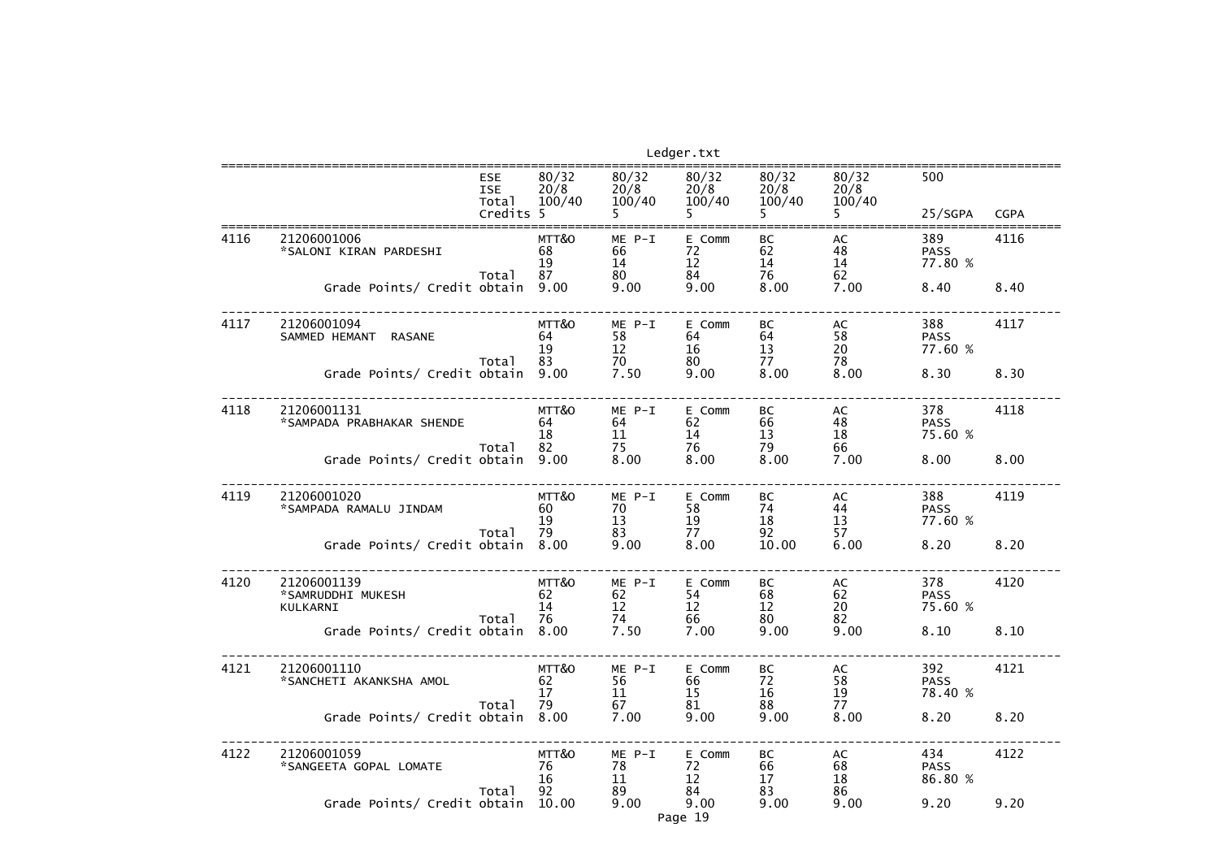| | | | | | | | | | |
|---|---|---|---|---|---|---|---|---|---|
| | | ESE | 80/32 | 80/32 | 80/32 | 80/32 | 80/32 | 500 | |
| | | ISE | 20/8 | 20/8 | 20/8 | 20/8 | 20/8 | | |
| | | Total | 100/40 | 100/40 | 100/40 | 100/40 | 100/40 | | |
| | | Credits | 5 | 5 | 5 | 5 | 5 | 25/SGPA | CGPA |
| 4116 | 21206001006 | | MTT&O | ME P-I | E Comm | BC | AC | 389 | 4116 |
| | *SALONI KIRAN PARDESHI | | 68 | 66 | 72 | 62 | 48 | PASS | |
| | | | 19 | 14 | 12 | 14 | 14 | 77.80 % | |
| | | Total | 87 | 80 | 84 | 76 | 62 | | |
| | Grade Points/ Credit obtain | | 9.00 | 9.00 | 9.00 | 8.00 | 7.00 | 8.40 | 8.40 |
| 4117 | 21206001094 | | MTT&O | ME P-I | E Comm | BC | AC | 388 | 4117 |
| | SAMMED HEMANT RASANE | | 64 | 58 | 64 | 64 | 58 | PASS | |
| | | | 19 | 12 | 16 | 13 | 20 | 77.60 % | |
| | | Total | 83 | 70 | 80 | 77 | 78 | | |
| | Grade Points/ Credit obtain | | 9.00 | 7.50 | 9.00 | 8.00 | 8.00 | 8.30 | 8.30 |
| 4118 | 21206001131 | | MTT&O | ME P-I | E Comm | BC | AC | 378 | 4118 |
| | *SAMPADA PRABHAKAR SHENDE | | 64 | 64 | 62 | 66 | 48 | PASS | |
| | | | 18 | 11 | 14 | 13 | 18 | 75.60 % | |
| | | Total | 82 | 75 | 76 | 79 | 66 | | |
| | Grade Points/ Credit obtain | | 9.00 | 8.00 | 8.00 | 8.00 | 7.00 | 8.00 | 8.00 |
| 4119 | 21206001020 | | MTT&O | ME P-I | E Comm | BC | AC | 388 | 4119 |
| | *SAMPADA RAMALU JINDAM | | 60 | 70 | 58 | 74 | 44 | PASS | |
| | | | 19 | 13 | 19 | 18 | 13 | 77.60 % | |
| | | Total | 79 | 83 | 77 | 92 | 57 | | |
| | Grade Points/ Credit obtain | | 8.00 | 9.00 | 8.00 | 10.00 | 6.00 | 8.20 | 8.20 |
| 4120 | 21206001139 | | MTT&O | ME P-I | E Comm | BC | AC | 378 | 4120 |
| | *SAMRUDDHI MUKESH | | 62 | 62 | 54 | 68 | 62 | PASS | |
| | KULKARNI | | 14 | 12 | 12 | 12 | 20 | 75.60 % | |
| | | Total | 76 | 74 | 66 | 80 | 82 | | |
| | Grade Points/ Credit obtain | | 8.00 | 7.50 | 7.00 | 9.00 | 9.00 | 8.10 | 8.10 |
| 4121 | 21206001110 | | MTT&O | ME P-I | E Comm | BC | AC | 392 | 4121 |
| | *SANCHETI AKANKSHA AMOL | | 62 | 56 | 66 | 72 | 58 | PASS | |
| | | | 17 | 11 | 15 | 16 | 19 | 78.40 % | |
| | | Total | 79 | 67 | 81 | 88 | 77 | | |
| | Grade Points/ Credit obtain | | 8.00 | 7.00 | 9.00 | 9.00 | 8.00 | 8.20 | 8.20 |
| 4122 | 21206001059 | | MTT&O | ME P-I | E Comm | BC | AC | 434 | 4122 |
| | *SANGEETA GOPAL LOMATE | | 76 | 78 | 72 | 66 | 68 | PASS | |
| | | | 16 | 11 | 12 | 17 | 18 | 86.80 % | |
| | | Total | 92 | 89 | 84 | 83 | 86 | | |
| | Grade Points/ Credit obtain | | 10.00 | 9.00 | 9.00 | 9.00 | 9.00 | 9.20 | 9.20 |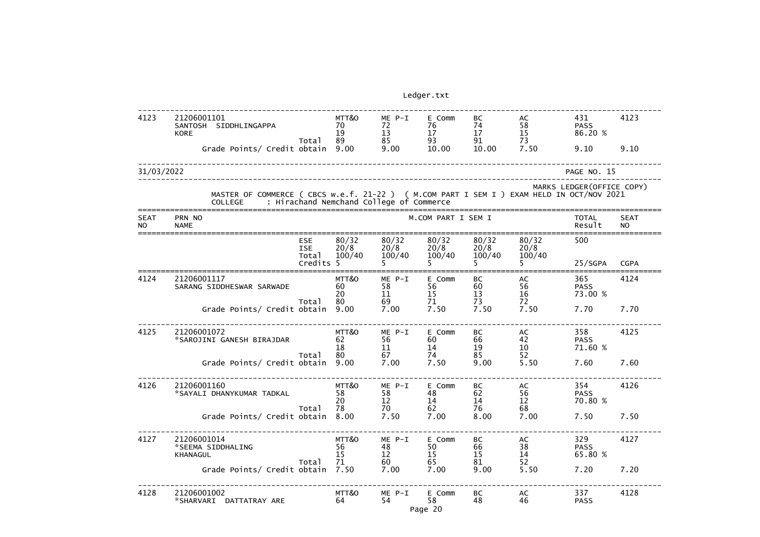| SEAT NO | PRN NO / NAME | | MTT&O | ME P-I | E Comm | BC | AC | TOTAL / Result | SEAT NO |
|---|---|---|---|---|---|---|---|---|---|
| 4123 | 21206001101 SANTOSH SIDDHLINGAPPA KORE | | 70 | 72 | 76 | 74 | 58 | 431 | 4123 |
| | | | 19 | 13 | 17 | 17 | 15 | PASS | |
| | | Total | 89 | 85 | 93 | 91 | 73 | 86.20 % | |
| | Grade Points/ Credit obtain | | 9.00 | 9.00 | 10.00 | 10.00 | 7.50 | 9.10 | 9.10 |

31/03/2022 PAGE NO. 15

MARKS LEDGER(OFFICE COPY)

MASTER OF COMMERCE ( CBCS w.e.f. 21-22 ) ( M.COM PART I SEM I ) EXAM HELD IN OCT/NOV 2021

COLLEGE : Hirachand Nemchand College of Commerce

| SEAT NO | PRN NO / NAME | | M.COM PART I SEM I | | | | | TOTAL / Result | SEAT NO |
|---|---|---|---|---|---|---|---|---|---|
| | | ESE | 80/32 | 80/32 | 80/32 | 80/32 | 80/32 | 500 | |
| | | ISE | 20/8 | 20/8 | 20/8 | 20/8 | 20/8 | | |
| | | Total | 100/40 | 100/40 | 100/40 | 100/40 | 100/40 | | |
| | | Credits | 5 | 5 | 5 | 5 | 5 | 25/SGPA | CGPA |
| 4124 | 21206001117 SARANG SIDDHESWAR SARWADE | | MTT&O | ME P-I | E Comm | BC | AC | 365 | 4124 |
| | | | 60 | 58 | 56 | 60 | 56 | PASS | |
| | | | 20 | 11 | 15 | 13 | 16 | 73.00 % | |
| | | Total | 80 | 69 | 71 | 73 | 72 | | |
| | Grade Points/ Credit obtain | | 9.00 | 7.00 | 7.50 | 7.50 | 7.50 | 7.70 | 7.70 |
| 4125 | 21206001072 *SAROJINI GANESH BIRAJDAR | | MTT&O | ME P-I | E Comm | BC | AC | 358 | 4125 |
| | | | 62 | 56 | 60 | 66 | 42 | PASS | |
| | | | 18 | 11 | 14 | 19 | 10 | 71.60 % | |
| | | Total | 80 | 67 | 74 | 85 | 52 | | |
| | Grade Points/ Credit obtain | | 9.00 | 7.00 | 7.50 | 9.00 | 5.50 | 7.60 | 7.60 |
| 4126 | 21206001160 *SAYALI DHANYKUMAR TADKAL | | MTT&O | ME P-I | E Comm | BC | AC | 354 | 4126 |
| | | | 58 | 58 | 48 | 62 | 56 | PASS | |
| | | | 20 | 12 | 14 | 14 | 12 | 70.80 % | |
| | | Total | 78 | 70 | 62 | 76 | 68 | | |
| | Grade Points/ Credit obtain | | 8.00 | 7.50 | 7.00 | 8.00 | 7.00 | 7.50 | 7.50 |
| 4127 | 21206001014 *SEEMA SIDDHALING KHANAGUL | | MTT&O | ME P-I | E Comm | BC | AC | 329 | 4127 |
| | | | 56 | 48 | 50 | 66 | 38 | PASS | |
| | | | 15 | 12 | 15 | 15 | 14 | 65.80 % | |
| | | Total | 71 | 60 | 65 | 81 | 52 | | |
| | Grade Points/ Credit obtain | | 7.50 | 7.00 | 7.00 | 9.00 | 5.50 | 7.20 | 7.20 |
| 4128 | 21206001002 *SHARVARI DATTATRAY ARE | | MTT&O | ME P-I | E Comm | BC | AC | 337 | 4128 |
| | | | 64 | 54 | 58 | 48 | 46 | PASS | |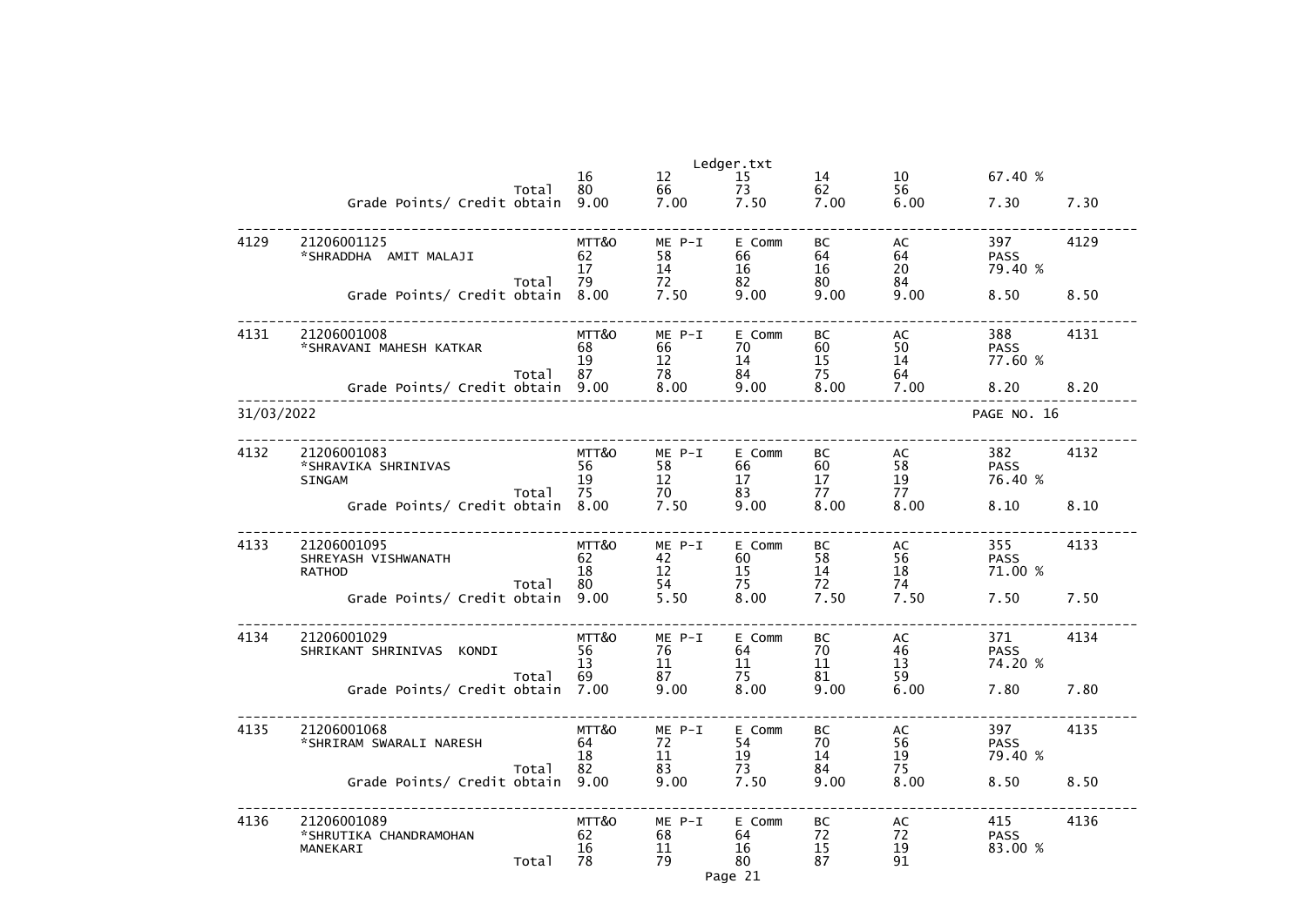| | | | | | | | | | |
|---|---|---|---|---|---|---|---|---|---|
| | | | 16 | 12 | 15 | 14 | 10 | 67.40 % | |
| | | Total | 80 | 66 | 73 | 62 | 56 | | |
| | Grade Points/ Credit obtain | | 9.00 | 7.00 | 7.50 | 7.00 | 6.00 | 7.30 | 7.30 |
| 4129 | 21206001125 | | MTT&O | ME P-I | E Comm | BC | AC | 397 | 4129 |
| | *SHRADDHA AMIT MALAJI | | 62 | 58 | 66 | 64 | 64 | PASS | |
| | | | 17 | 14 | 16 | 16 | 20 | 79.40 % | |
| | | Total | 79 | 72 | 82 | 80 | 84 | | |
| | Grade Points/ Credit obtain | | 8.00 | 7.50 | 9.00 | 9.00 | 9.00 | 8.50 | 8.50 |
| 4131 | 21206001008 | | MTT&O | ME P-I | E Comm | BC | AC | 388 | 4131 |
| | *SHRAVANI MAHESH KATKAR | | 68 | 66 | 70 | 60 | 50 | PASS | |
| | | | 19 | 12 | 14 | 15 | 14 | 77.60 % | |
| | | Total | 87 | 78 | 84 | 75 | 64 | | |
| | Grade Points/ Credit obtain | | 9.00 | 8.00 | 9.00 | 8.00 | 7.00 | 8.20 | 8.20 |

31/03/2022 PAGE NO. 16

| | | | | | | | | | |
|---|---|---|---|---|---|---|---|---|---|
| 4132 | 21206001083 | | MTT&O | ME P-I | E Comm | BC | AC | 382 | 4132 |
| | *SHRAVIKA SHRINIVAS | | 56 | 58 | 66 | 60 | 58 | PASS | |
| | SINGAM | | 19 | 12 | 17 | 17 | 19 | 76.40 % | |
| | | Total | 75 | 70 | 83 | 77 | 77 | | |
| | Grade Points/ Credit obtain | | 8.00 | 7.50 | 9.00 | 8.00 | 8.00 | 8.10 | 8.10 |
| 4133 | 21206001095 | | MTT&O | ME P-I | E Comm | BC | AC | 355 | 4133 |
| | SHREYASH VISHWANATH | | 62 | 42 | 60 | 58 | 56 | PASS | |
| | RATHOD | | 18 | 12 | 15 | 14 | 18 | 71.00 % | |
| | | Total | 80 | 54 | 75 | 72 | 74 | | |
| | Grade Points/ Credit obtain | | 9.00 | 5.50 | 8.00 | 7.50 | 7.50 | 7.50 | 7.50 |
| 4134 | 21206001029 | | MTT&O | ME P-I | E Comm | BC | AC | 371 | 4134 |
| | SHRIKANT SHRINIVAS KONDI | | 56 | 76 | 64 | 70 | 46 | PASS | |
| | | | 13 | 11 | 11 | 11 | 13 | 74.20 % | |
| | | Total | 69 | 87 | 75 | 81 | 59 | | |
| | Grade Points/ Credit obtain | | 7.00 | 9.00 | 8.00 | 9.00 | 6.00 | 7.80 | 7.80 |
| 4135 | 21206001068 | | MTT&O | ME P-I | E Comm | BC | AC | 397 | 4135 |
| | *SHRIRAM SWARALI NARESH | | 64 | 72 | 54 | 70 | 56 | PASS | |
| | | | 18 | 11 | 19 | 14 | 19 | 79.40 % | |
| | | Total | 82 | 83 | 73 | 84 | 75 | | |
| | Grade Points/ Credit obtain | | 9.00 | 9.00 | 7.50 | 9.00 | 8.00 | 8.50 | 8.50 |
| 4136 | 21206001089 | | MTT&O | ME P-I | E Comm | BC | AC | 415 | 4136 |
| | *SHRUTIKA CHANDRAMOHAN | | 62 | 68 | 64 | 72 | 72 | PASS | |
| | MANEKARI | | 16 | 11 | 16 | 15 | 19 | 83.00 % | |
| | | Total | 78 | 79 | 80 | 87 | 91 | | |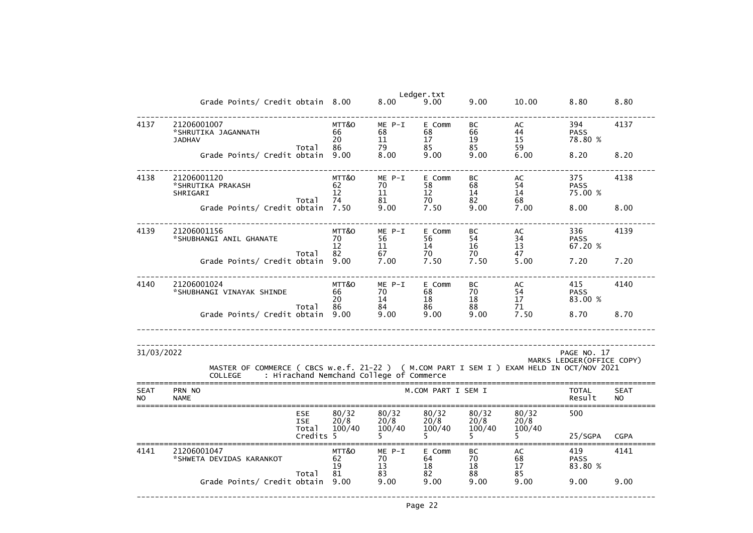| | | | | | | | | | |
|---|---|---|---|---|---|---|---|---|---|
| | Grade Points/ Credit obtain | 8.00 | 8.00 | 9.00 | 9.00 | 10.00 | 8.80 | 8.80 |

| | | | | | | | | | |
|---|---|---|---|---|---|---|---|---|---|
| 4137 | 21206001007 *SHRUTIKA JAGANNATH JADHAV | | MTT&O 66 20 | ME P-I 68 11 | E Comm 68 17 | BC 66 19 | AC 44 15 | 394 PASS 78.80 % | 4137 |
| | | Total | 86 | 79 | 85 | 85 | 59 | | |
| | Grade Points/ Credit obtain | | 9.00 | 8.00 | 9.00 | 9.00 | 6.00 | 8.20 | 8.20 |
| 4138 | 21206001120 *SHRUTIKA PRAKASH SHRIGARI | | MTT&O 62 12 | ME P-I 70 11 | E Comm 58 12 | BC 68 14 | AC 54 14 | 375 PASS 75.00 % | 4138 |
| | | Total | 74 | 81 | 70 | 82 | 68 | | |
| | Grade Points/ Credit obtain | | 7.50 | 9.00 | 7.50 | 9.00 | 7.00 | 8.00 | 8.00 |
| 4139 | 21206001156 *SHUBHANGI ANIL GHANATE | | MTT&O 70 12 | ME P-I 56 11 | E Comm 56 14 | BC 54 16 | AC 34 13 | 336 PASS 67.20 % | 4139 |
| | | Total | 82 | 67 | 70 | 70 | 47 | | |
| | Grade Points/ Credit obtain | | 9.00 | 7.00 | 7.50 | 7.50 | 5.00 | 7.20 | 7.20 |
| 4140 | 21206001024 *SHUBHANGI VINAYAK SHINDE | | MTT&O 66 20 | ME P-I 70 14 | E Comm 68 18 | BC 70 18 | AC 54 17 | 415 PASS 83.00 % | 4140 |
| | | Total | 86 | 84 | 86 | 88 | 71 | | |
| | Grade Points/ Credit obtain | | 9.00 | 9.00 | 9.00 | 9.00 | 7.50 | 8.70 | 8.70 |

31/03/2022

PAGE NO. 17

MARKS LEDGER(OFFICE COPY)

MASTER OF COMMERCE ( CBCS w.e.f. 21-22 ) ( M.COM PART I SEM I ) EXAM HELD IN OCT/NOV 2021

COLLEGE : Hirachand Nemchand College of Commerce

| SEAT NO | PRN NO NAME | | M.COM PART I SEM I | | | | | TOTAL Result | SEAT NO |
|---|---|---|---|---|---|---|---|---|---|
| | | ESE | 80/32 | 80/32 | 80/32 | 80/32 | 80/32 | 500 | |
| | | ISE | 20/8 | 20/8 | 20/8 | 20/8 | 20/8 | | |
| | | Total | 100/40 | 100/40 | 100/40 | 100/40 | 100/40 | | |
| | | Credits | 5 | 5 | 5 | 5 | 5 | 25/SGPA | CGPA |
| 4141 | 21206001047 *SHWETA DEVIDAS KARANKOT | | MTT&O 62 19 | ME P-I 70 13 | E Comm 64 18 | BC 70 18 | AC 68 17 | 419 PASS 83.80 % | 4141 |
| | | Total | 81 | 83 | 82 | 88 | 85 | | |
| | Grade Points/ Credit obtain | | 9.00 | 9.00 | 9.00 | 9.00 | 9.00 | 9.00 | 9.00 |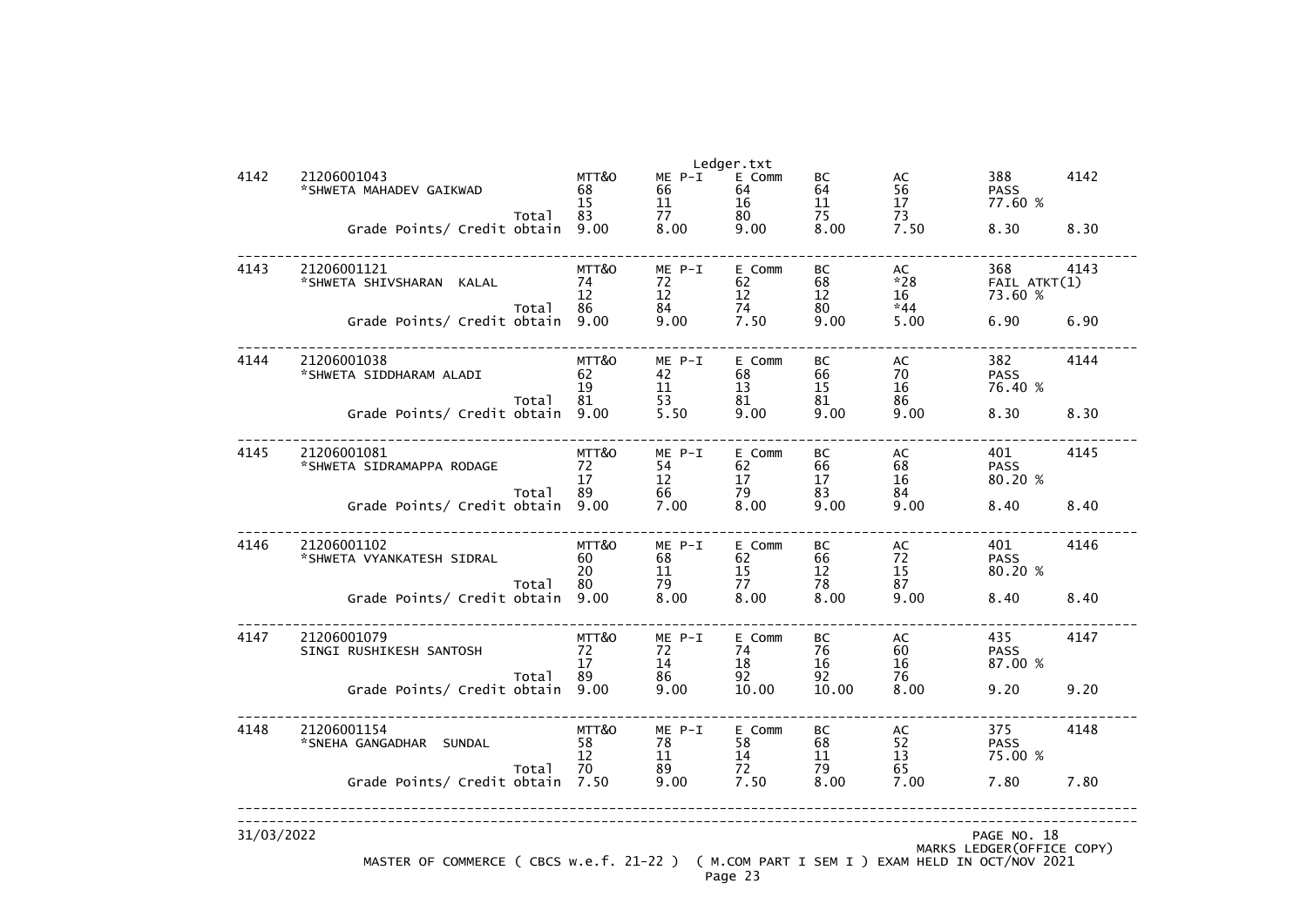Ledger.txt

| Sr. No. | Seat No. / Name | | MTT&O | ME P-I | E Comm | BC | AC | Result | |
|---|---|---|---|---|---|---|---|---|---|
| 4142 | 21206001043 | | MTT&O | ME P-I | E Comm | BC | AC | 388 | 4142 |
| | *SHWETA MAHADEV GAIKWAD | | 68 | 66 | 64 | 64 | 56 | PASS | |
| | | | 15 | 11 | 16 | 11 | 17 | 77.60 % | |
| | | Total | 83 | 77 | 80 | 75 | 73 | | |
| | Grade Points/ Credit obtain | | 9.00 | 8.00 | 9.00 | 8.00 | 7.50 | 8.30 | 8.30 |
| 4143 | 21206001121 | | MTT&O | ME P-I | E Comm | BC | AC | 368 | 4143 |
| | *SHWETA SHIVSHARAN KALAL | | 74 | 72 | 62 | 68 | *28 | FAIL ATKT(1) | |
| | | | 12 | 12 | 12 | 12 | 16 | 73.60 % | |
| | | Total | 86 | 84 | 74 | 80 | *44 | | |
| | Grade Points/ Credit obtain | | 9.00 | 9.00 | 7.50 | 9.00 | 5.00 | 6.90 | 6.90 |
| 4144 | 21206001038 | | MTT&O | ME P-I | E Comm | BC | AC | 382 | 4144 |
| | *SHWETA SIDDHARAM ALADI | | 62 | 42 | 68 | 66 | 70 | PASS | |
| | | | 19 | 11 | 13 | 15 | 16 | 76.40 % | |
| | | Total | 81 | 53 | 81 | 81 | 86 | | |
| | Grade Points/ Credit obtain | | 9.00 | 5.50 | 9.00 | 9.00 | 9.00 | 8.30 | 8.30 |
| 4145 | 21206001081 | | MTT&O | ME P-I | E Comm | BC | AC | 401 | 4145 |
| | *SHWETA SIDRAMAPPA RODAGE | | 72 | 54 | 62 | 66 | 68 | PASS | |
| | | | 17 | 12 | 17 | 17 | 16 | 80.20 % | |
| | | Total | 89 | 66 | 79 | 83 | 84 | | |
| | Grade Points/ Credit obtain | | 9.00 | 7.00 | 8.00 | 9.00 | 9.00 | 8.40 | 8.40 |
| 4146 | 21206001102 | | MTT&O | ME P-I | E Comm | BC | AC | 401 | 4146 |
| | *SHWETA VYANKATESH SIDRAL | | 60 | 68 | 62 | 66 | 72 | PASS | |
| | | | 20 | 11 | 15 | 12 | 15 | 80.20 % | |
| | | Total | 80 | 79 | 77 | 78 | 87 | | |
| | Grade Points/ Credit obtain | | 9.00 | 8.00 | 8.00 | 8.00 | 9.00 | 8.40 | 8.40 |
| 4147 | 21206001079 | | MTT&O | ME P-I | E Comm | BC | AC | 435 | 4147 |
| | SINGI RUSHIKESH SANTOSH | | 72 | 72 | 74 | 76 | 60 | PASS | |
| | | | 17 | 14 | 18 | 16 | 16 | 87.00 % | |
| | | Total | 89 | 86 | 92 | 92 | 76 | | |
| | Grade Points/ Credit obtain | | 9.00 | 9.00 | 10.00 | 10.00 | 8.00 | 9.20 | 9.20 |
| 4148 | 21206001154 | | MTT&O | ME P-I | E Comm | BC | AC | 375 | 4148 |
| | *SNEHA GANGADHAR SUNDAL | | 58 | 78 | 58 | 68 | 52 | PASS | |
| | | | 12 | 11 | 14 | 11 | 13 | 75.00 % | |
| | | Total | 70 | 89 | 72 | 79 | 65 | | |
| | Grade Points/ Credit obtain | | 7.50 | 9.00 | 7.50 | 8.00 | 7.00 | 7.80 | 7.80 |

31/03/2022 PAGE NO. 18

MARKS LEDGER(OFFICE COPY)

MASTER OF COMMERCE ( CBCS w.e.f. 21-22 ) ( M.COM PART I SEM I ) EXAM HELD IN OCT/NOV 2021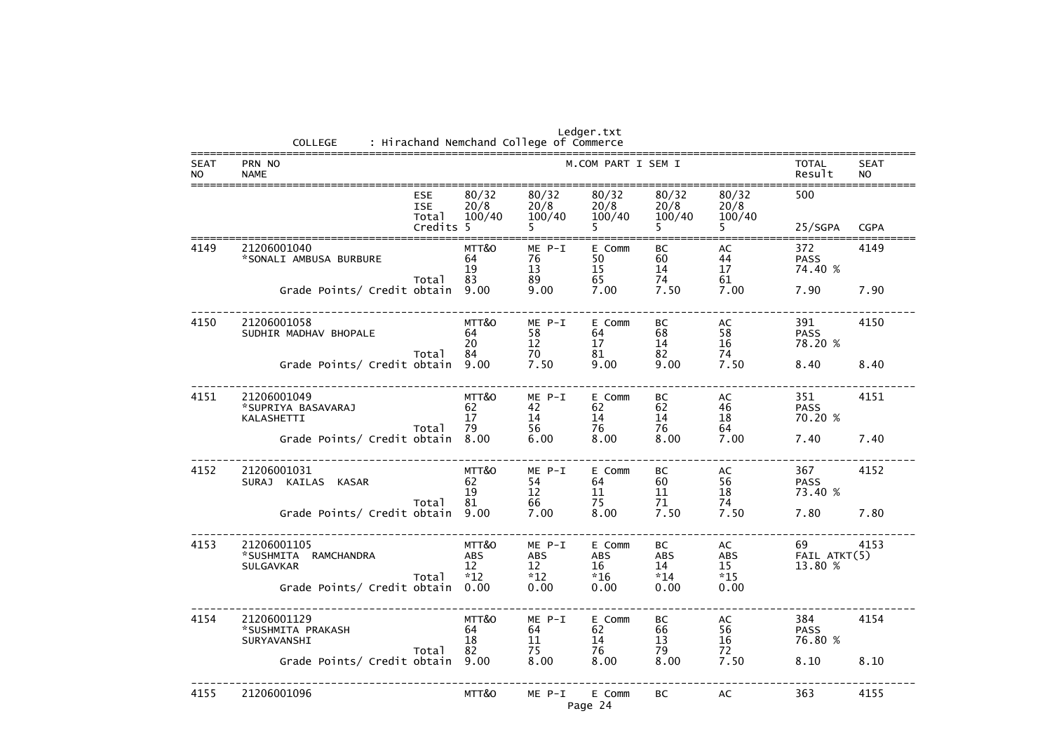COLLEGE : Hirachand Nemchand College of Commerce

| SEAT NO | PRN NO / NAME | | M.COM PART I SEM I | | | | | TOTAL Result | SEAT NO |
|---|---|---|---|---|---|---|---|---|---|
| | | ESE | 80/32 | 80/32 | 80/32 | 80/32 | 80/32 | 500 | |
| | | ISE | 20/8 | 20/8 | 20/8 | 20/8 | 20/8 | | |
| | | Total | 100/40 | 100/40 | 100/40 | 100/40 | 100/40 | | |
| | | Credits | 5 | 5 | 5 | 5 | 5 | 25/SGPA | CGPA |
| 4149 | 21206001040 | | MTT&O | ME P-I | E Comm | BC | AC | 372 | 4149 |
| | *SONALI AMBUSA BURBURE | | 64 | 76 | 50 | 60 | 44 | PASS | |
| | | | 19 | 13 | 15 | 14 | 17 | 74.40 % | |
| | | Total | 83 | 89 | 65 | 74 | 61 | | |
| | Grade Points/ Credit obtain | | 9.00 | 9.00 | 7.00 | 7.50 | 7.00 | 7.90 | 7.90 |
| 4150 | 21206001058 | | MTT&O | ME P-I | E Comm | BC | AC | 391 | 4150 |
| | SUDHIR MADHAV BHOPALE | | 64 | 58 | 64 | 68 | 58 | PASS | |
| | | | 20 | 12 | 17 | 14 | 16 | 78.20 % | |
| | | Total | 84 | 70 | 81 | 82 | 74 | | |
| | Grade Points/ Credit obtain | | 9.00 | 7.50 | 9.00 | 9.00 | 7.50 | 8.40 | 8.40 |
| 4151 | 21206001049 | | MTT&O | ME P-I | E Comm | BC | AC | 351 | 4151 |
| | *SUPRIYA BASAVARAJ | | 62 | 42 | 62 | 62 | 46 | PASS | |
| | KALASHETTI | | 17 | 14 | 14 | 14 | 18 | 70.20 % | |
| | | Total | 79 | 56 | 76 | 76 | 64 | | |
| | Grade Points/ Credit obtain | | 8.00 | 6.00 | 8.00 | 8.00 | 7.00 | 7.40 | 7.40 |
| 4152 | 21206001031 | | MTT&O | ME P-I | E Comm | BC | AC | 367 | 4152 |
| | SURAJ KAILAS KASAR | | 62 | 54 | 64 | 60 | 56 | PASS | |
| | | | 19 | 12 | 11 | 11 | 18 | 73.40 % | |
| | | Total | 81 | 66 | 75 | 71 | 74 | | |
| | Grade Points/ Credit obtain | | 9.00 | 7.00 | 8.00 | 7.50 | 7.50 | 7.80 | 7.80 |
| 4153 | 21206001105 | | MTT&O | ME P-I | E Comm | BC | AC | 69 | 4153 |
| | *SUSHMITA RAMCHANDRA | | ABS | ABS | ABS | ABS | ABS | FAIL ATKT(5) | |
| | SULGAVKAR | | 12 | 12 | 16 | 14 | 15 | 13.80 % | |
| | | Total | *12 | *12 | *16 | *14 | *15 | | |
| | Grade Points/ Credit obtain | | 0.00 | 0.00 | 0.00 | 0.00 | 0.00 | | |
| 4154 | 21206001129 | | MTT&O | ME P-I | E Comm | BC | AC | 384 | 4154 |
| | *SUSHMITA PRAKASH | | 64 | 64 | 62 | 66 | 56 | PASS | |
| | SURYAVANSHI | | 18 | 11 | 14 | 13 | 16 | 76.80 % | |
| | | Total | 82 | 75 | 76 | 79 | 72 | | |
| | Grade Points/ Credit obtain | | 9.00 | 8.00 | 8.00 | 8.00 | 7.50 | 8.10 | 8.10 |
| 4155 | 21206001096 | | MTT&O | ME P-I | E Comm | BC | AC | 363 | 4155 |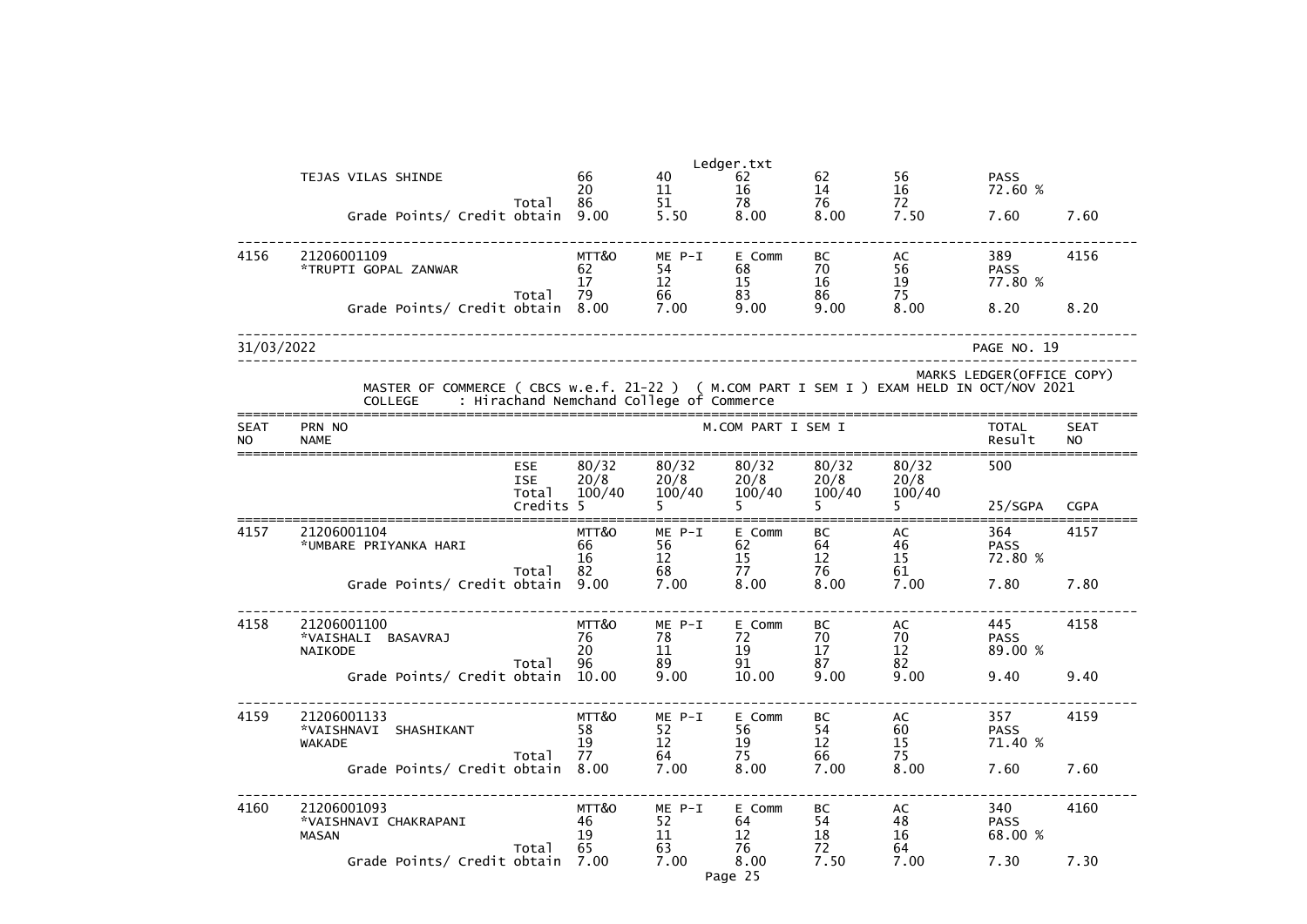| | TEJAS VILAS SHINDE | | 66 | 40 | 62 | 62 | 56 | PASS | |
|---|---|---|---|---|---|---|---|---|---|
| | | | 20 | 11 | 16 | 14 | 16 | 72.60 % | |
| | | Total | 86 | 51 | 78 | 76 | 72 | | |
| | Grade Points/ Credit obtain | | 9.00 | 5.50 | 8.00 | 8.00 | 7.50 | 7.60 | 7.60 |
| 4156 | 21206001109 | | MTT&O | ME P-I | E Comm | BC | AC | 389 | 4156 |
| | *TRUPTI GOPAL ZANWAR | | 62 | 54 | 68 | 70 | 56 | PASS | |
| | | | 17 | 12 | 15 | 16 | 19 | 77.80 % | |
| | | Total | 79 | 66 | 83 | 86 | 75 | | |
| | Grade Points/ Credit obtain | | 8.00 | 7.00 | 9.00 | 9.00 | 8.00 | 8.20 | 8.20 |

31/03/2022 PAGE NO. 19

MARKS LEDGER(OFFICE COPY)

MASTER OF COMMERCE ( CBCS w.e.f. 21-22 ) ( M.COM PART I SEM I ) EXAM HELD IN OCT/NOV 2021

COLLEGE : Hirachand Nemchand College of Commerce

| SEAT NO | PRN NO NAME | | M.COM PART I SEM I | | | | | TOTAL Result | SEAT NO |
|---|---|---|---|---|---|---|---|---|---|
| | | ESE | 80/32 | 80/32 | 80/32 | 80/32 | 80/32 | 500 | |
| | | ISE | 20/8 | 20/8 | 20/8 | 20/8 | 20/8 | | |
| | | Total | 100/40 | 100/40 | 100/40 | 100/40 | 100/40 | | |
| | | Credits | 5 | 5 | 5 | 5 | 5 | 25/SGPA | CGPA |
| 4157 | 21206001104 | | MTT&O | ME P-I | E Comm | BC | AC | 364 | 4157 |
| | *UMBARE PRIYANKA HARI | | 66 | 56 | 62 | 64 | 46 | PASS | |
| | | | 16 | 12 | 15 | 12 | 15 | 72.80 % | |
| | | Total | 82 | 68 | 77 | 76 | 61 | | |
| | Grade Points/ Credit obtain | | 9.00 | 7.00 | 8.00 | 8.00 | 7.00 | 7.80 | 7.80 |
| 4158 | 21206001100 | | MTT&O | ME P-I | E Comm | BC | AC | 445 | 4158 |
| | *VAISHALI BASAVRAJ | | 76 | 78 | 72 | 70 | 70 | PASS | |
| | NAIKODE | | 20 | 11 | 19 | 17 | 12 | 89.00 % | |
| | | Total | 96 | 89 | 91 | 87 | 82 | | |
| | Grade Points/ Credit obtain | | 10.00 | 9.00 | 10.00 | 9.00 | 9.00 | 9.40 | 9.40 |
| 4159 | 21206001133 | | MTT&O | ME P-I | E Comm | BC | AC | 357 | 4159 |
| | *VAISHNAVI SHASHIKANT | | 58 | 52 | 56 | 54 | 60 | PASS | |
| | WAKADE | | 19 | 12 | 19 | 12 | 15 | 71.40 % | |
| | | Total | 77 | 64 | 75 | 66 | 75 | | |
| | Grade Points/ Credit obtain | | 8.00 | 7.00 | 8.00 | 7.00 | 8.00 | 7.60 | 7.60 |
| 4160 | 21206001093 | | MTT&O | ME P-I | E Comm | BC | AC | 340 | 4160 |
| | *VAISHNAVI CHAKRAPANI | | 46 | 52 | 64 | 54 | 48 | PASS | |
| | MASAN | | 19 | 11 | 12 | 18 | 16 | 68.00 % | |
| | | Total | 65 | 63 | 76 | 72 | 64 | | |
| | Grade Points/ Credit obtain | | 7.00 | 7.00 | 8.00 | 7.50 | 7.00 | 7.30 | 7.30 |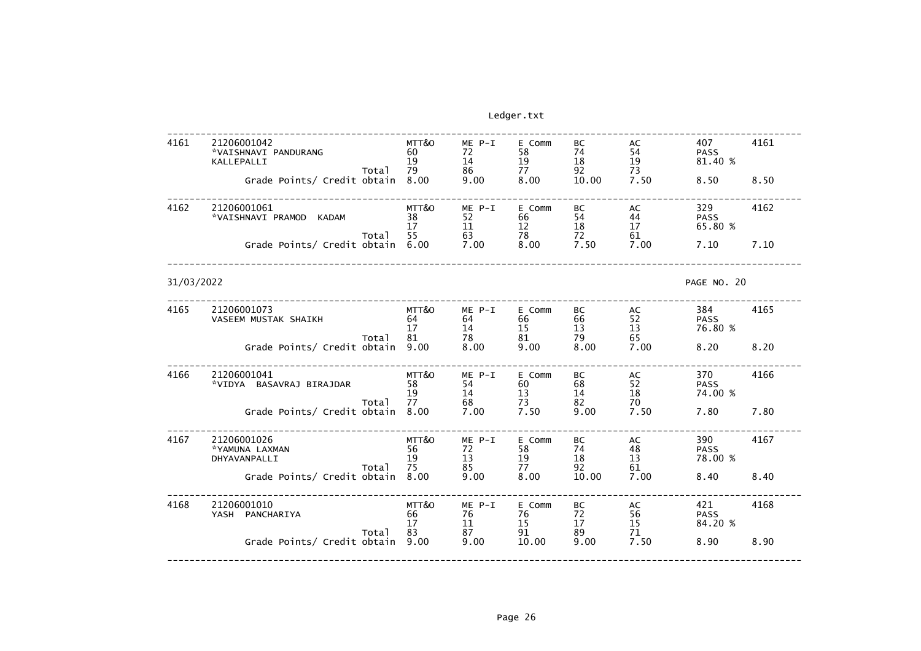Ledger.txt

| Seat No. | PRN / Name | | MTT&O | ME P-I | E Comm | BC | AC | Total / Result | |
|---|---|---|---|---|---|---|---|---|---|
| 4161 | 21206001042 | | MTT&O | ME P-I | E Comm | BC | AC | 407 | 4161 |
| | *VAISHNAVI PANDURANG | | 60 | 72 | 58 | 74 | 54 | PASS | |
| | KALLEPALLI | | 19 | 14 | 19 | 18 | 19 | 81.40 % | |
| | | Total | 79 | 86 | 77 | 92 | 73 | | |
| | Grade Points/ Credit obtain | | 8.00 | 9.00 | 8.00 | 10.00 | 7.50 | 8.50 | 8.50 |
| 4162 | 21206001061 | | MTT&O | ME P-I | E Comm | BC | AC | 329 | 4162 |
| | *VAISHNAVI PRAMOD KADAM | | 38 | 52 | 66 | 54 | 44 | PASS | |
| | | | 17 | 11 | 12 | 18 | 17 | 65.80 % | |
| | | Total | 55 | 63 | 78 | 72 | 61 | | |
| | Grade Points/ Credit obtain | | 6.00 | 7.00 | 8.00 | 7.50 | 7.00 | 7.10 | 7.10 |

31/03/2022 PAGE NO. 20

| Seat No. | PRN / Name | | MTT&O | ME P-I | E Comm | BC | AC | Total / Result | |
|---|---|---|---|---|---|---|---|---|---|
| 4165 | 21206001073 | | MTT&O | ME P-I | E Comm | BC | AC | 384 | 4165 |
| | VASEEM MUSTAK SHAIKH | | 64 | 64 | 66 | 66 | 52 | PASS | |
| | | | 17 | 14 | 15 | 13 | 13 | 76.80 % | |
| | | Total | 81 | 78 | 81 | 79 | 65 | | |
| | Grade Points/ Credit obtain | | 9.00 | 8.00 | 9.00 | 8.00 | 7.00 | 8.20 | 8.20 |
| 4166 | 21206001041 | | MTT&O | ME P-I | E Comm | BC | AC | 370 | 4166 |
| | *VIDYA BASAVRAJ BIRAJDAR | | 58 | 54 | 60 | 68 | 52 | PASS | |
| | | | 19 | 14 | 13 | 14 | 18 | 74.00 % | |
| | | Total | 77 | 68 | 73 | 82 | 70 | | |
| | Grade Points/ Credit obtain | | 8.00 | 7.00 | 7.50 | 9.00 | 7.50 | 7.80 | 7.80 |
| 4167 | 21206001026 | | MTT&O | ME P-I | E Comm | BC | AC | 390 | 4167 |
| | *YAMUNA LAXMAN | | 56 | 72 | 58 | 74 | 48 | PASS | |
| | DHYAVANPALLI | | 19 | 13 | 19 | 18 | 13 | 78.00 % | |
| | | Total | 75 | 85 | 77 | 92 | 61 | | |
| | Grade Points/ Credit obtain | | 8.00 | 9.00 | 8.00 | 10.00 | 7.00 | 8.40 | 8.40 |
| 4168 | 21206001010 | | MTT&O | ME P-I | E Comm | BC | AC | 421 | 4168 |
| | YASH PANCHARIYA | | 66 | 76 | 76 | 72 | 56 | PASS | |
| | | | 17 | 11 | 15 | 17 | 15 | 84.20 % | |
| | | Total | 83 | 87 | 91 | 89 | 71 | | |
| | Grade Points/ Credit obtain | | 9.00 | 9.00 | 10.00 | 9.00 | 7.50 | 8.90 | 8.90 |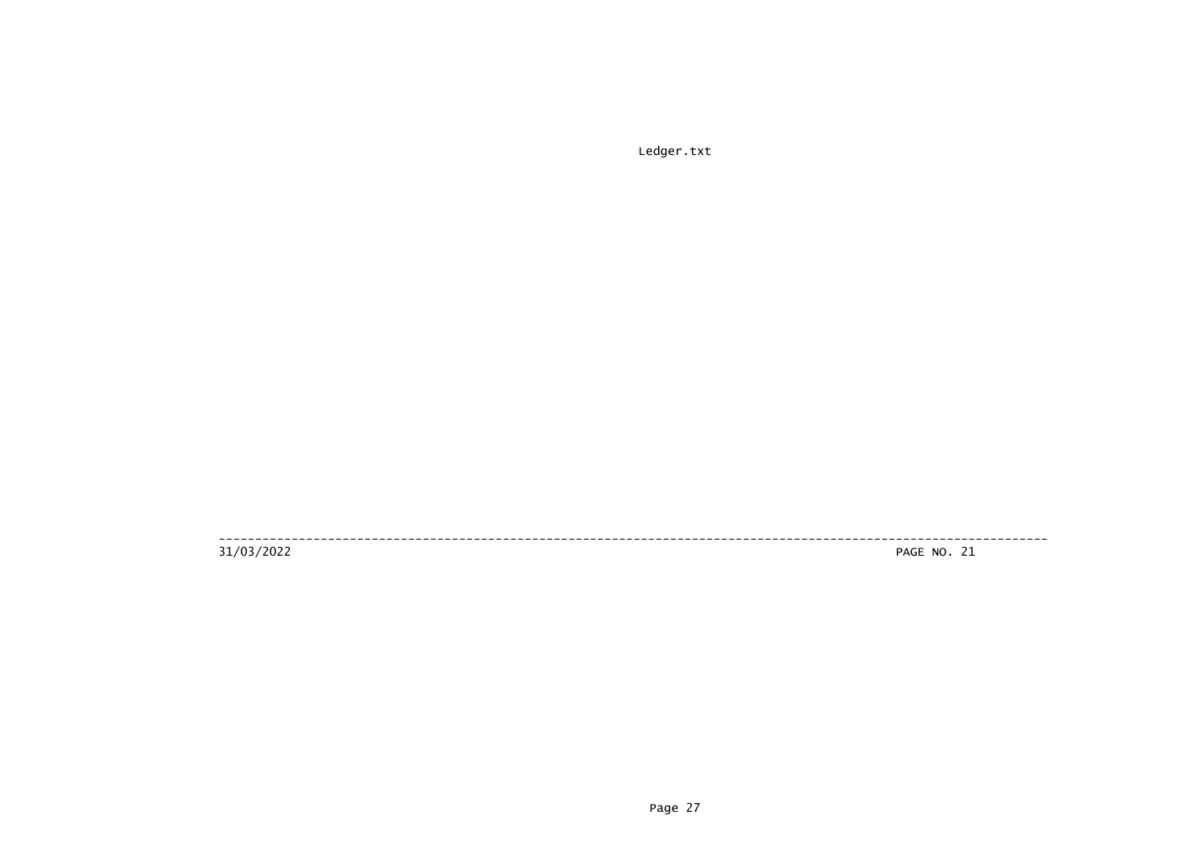---

31/03/2022 PAGE NO. 21